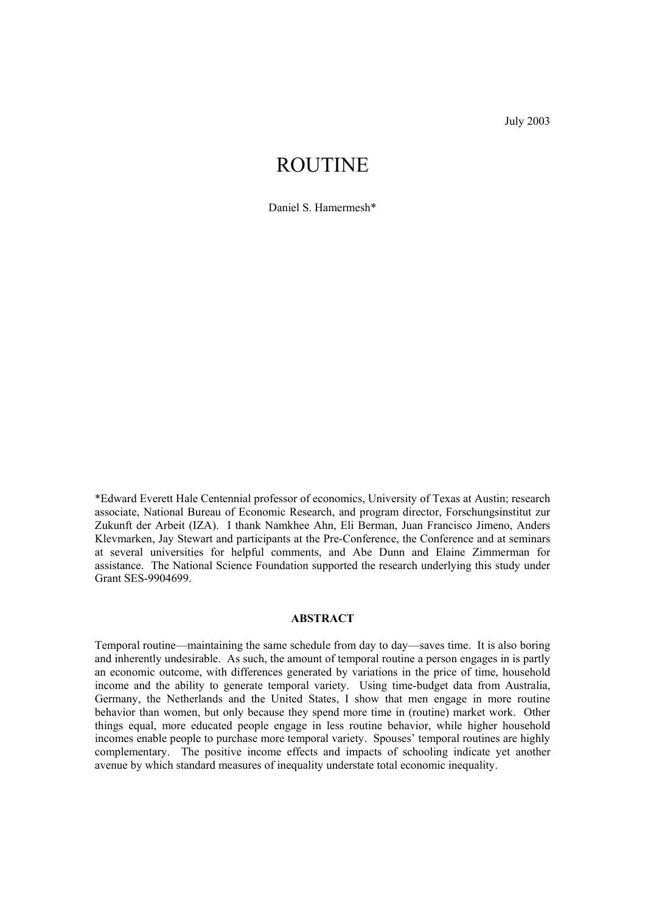July 2003

# ROUTINE

Daniel S. Hamermesh*

*Edward Everett Hale Centennial professor of economics, University of Texas at Austin; research associate, National Bureau of Economic Research, and program director, Forschungsinstitut zur Zukunft der Arbeit (IZA). I thank Namkhee Ahn, Eli Berman, Juan Francisco Jimeno, Anders Klevmarken, Jay Stewart and participants at the Pre-Conference, the Conference and at seminars at several universities for helpful comments, and Abe Dunn and Elaine Zimmerman for assistance. The National Science Foundation supported the research underlying this study under Grant SES-9904699.

**ABSTRACT**

Temporal routine—maintaining the same schedule from day to day—saves time. It is also boring and inherently undesirable. As such, the amount of temporal routine a person engages in is partly an economic outcome, with differences generated by variations in the price of time, household income and the ability to generate temporal variety. Using time-budget data from Australia, Germany, the Netherlands and the United States, I show that men engage in more routine behavior than women, but only because they spend more time in (routine) market work. Other things equal, more educated people engage in less routine behavior, while higher household incomes enable people to purchase more temporal variety. Spouses' temporal routines are highly complementary. The positive income effects and impacts of schooling indicate yet another avenue by which standard measures of inequality understate total economic inequality.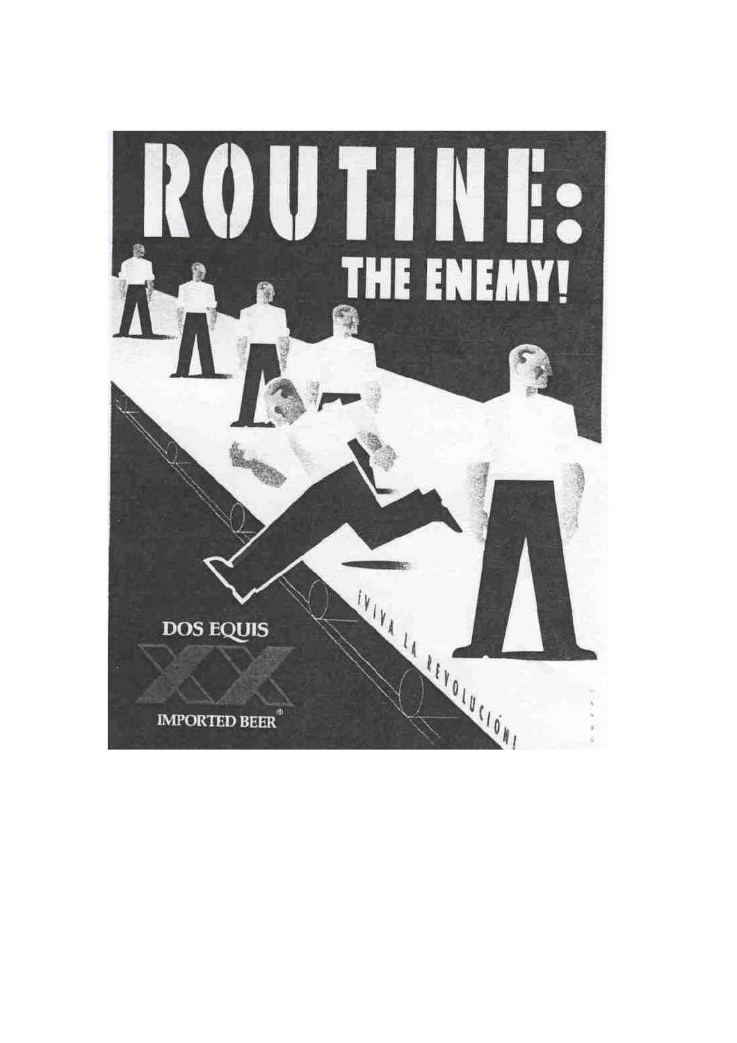# ROUTINE:

## THE ENEMY!

¡VIVA LA REVOLUCIÓN!

DOS EQUIS

XX

IMPORTED BEER®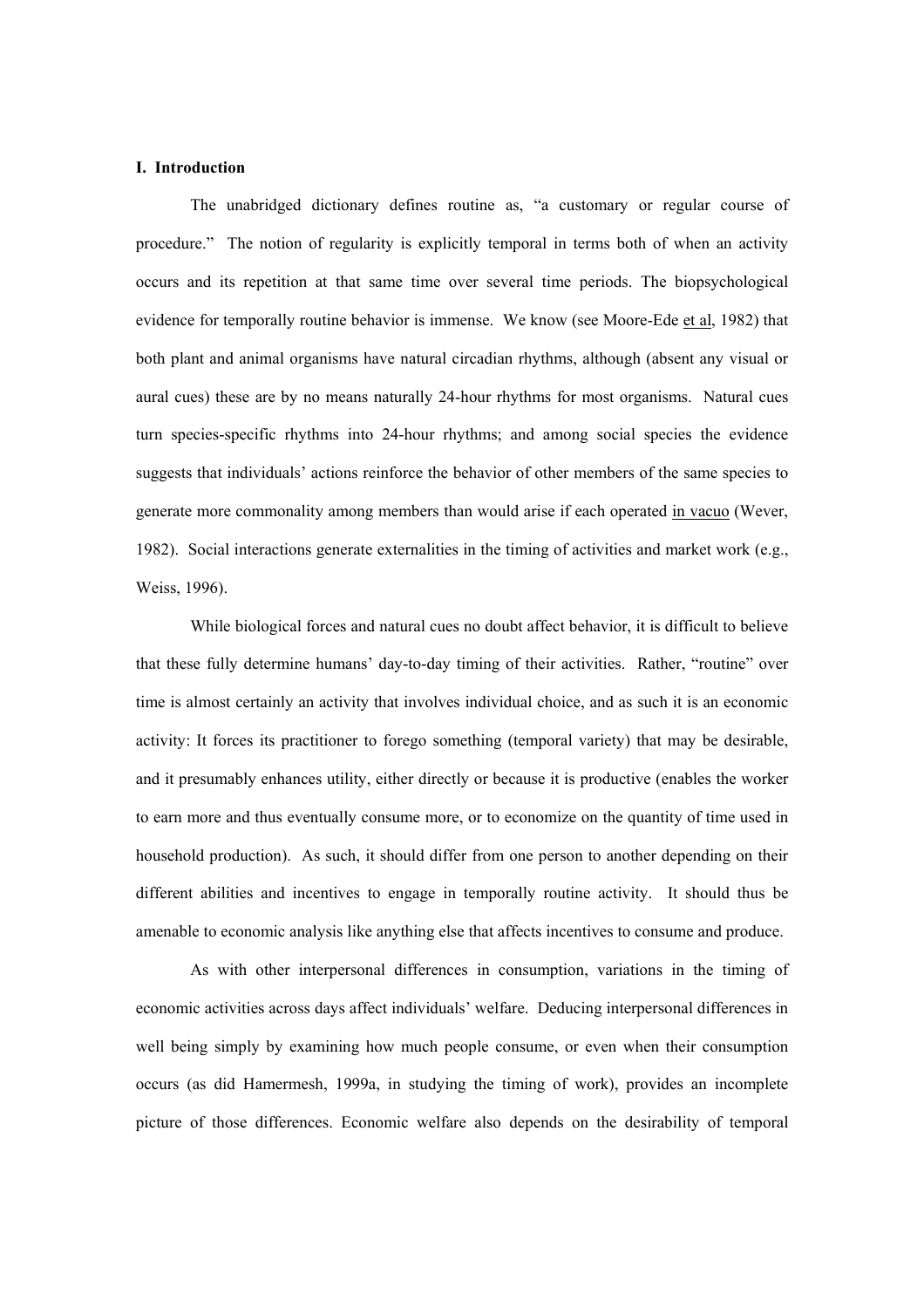## I. Introduction

The unabridged dictionary defines routine as, "a customary or regular course of procedure." The notion of regularity is explicitly temporal in terms both of when an activity occurs and its repetition at that same time over several time periods. The biopsychological evidence for temporally routine behavior is immense. We know (see Moore-Ede et al, 1982) that both plant and animal organisms have natural circadian rhythms, although (absent any visual or aural cues) these are by no means naturally 24-hour rhythms for most organisms. Natural cues turn species-specific rhythms into 24-hour rhythms; and among social species the evidence suggests that individuals' actions reinforce the behavior of other members of the same species to generate more commonality among members than would arise if each operated in vacuo (Wever, 1982). Social interactions generate externalities in the timing of activities and market work (e.g., Weiss, 1996).

While biological forces and natural cues no doubt affect behavior, it is difficult to believe that these fully determine humans' day-to-day timing of their activities. Rather, "routine" over time is almost certainly an activity that involves individual choice, and as such it is an economic activity: It forces its practitioner to forego something (temporal variety) that may be desirable, and it presumably enhances utility, either directly or because it is productive (enables the worker to earn more and thus eventually consume more, or to economize on the quantity of time used in household production). As such, it should differ from one person to another depending on their different abilities and incentives to engage in temporally routine activity. It should thus be amenable to economic analysis like anything else that affects incentives to consume and produce.

As with other interpersonal differences in consumption, variations in the timing of economic activities across days affect individuals' welfare. Deducing interpersonal differences in well being simply by examining how much people consume, or even when their consumption occurs (as did Hamermesh, 1999a, in studying the timing of work), provides an incomplete picture of those differences. Economic welfare also depends on the desirability of temporal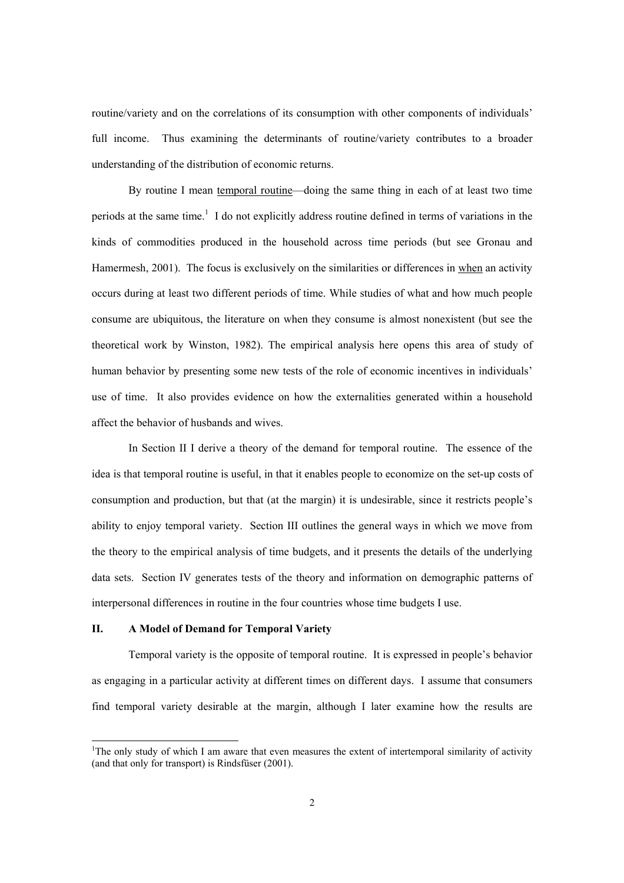routine/variety and on the correlations of its consumption with other components of individuals' full income. Thus examining the determinants of routine/variety contributes to a broader understanding of the distribution of economic returns.

By routine I mean <u>temporal routine</u>—doing the same thing in each of at least two time periods at the same time.[1] I do not explicitly address routine defined in terms of variations in the kinds of commodities produced in the household across time periods (but see Gronau and Hamermesh, 2001). The focus is exclusively on the similarities or differences in <u>when</u> an activity occurs during at least two different periods of time. While studies of what and how much people consume are ubiquitous, the literature on when they consume is almost nonexistent (but see the theoretical work by Winston, 1982). The empirical analysis here opens this area of study of human behavior by presenting some new tests of the role of economic incentives in individuals' use of time. It also provides evidence on how the externalities generated within a household affect the behavior of husbands and wives.

In Section II I derive a theory of the demand for temporal routine. The essence of the idea is that temporal routine is useful, in that it enables people to economize on the set-up costs of consumption and production, but that (at the margin) it is undesirable, since it restricts people's ability to enjoy temporal variety. Section III outlines the general ways in which we move from the theory to the empirical analysis of time budgets, and it presents the details of the underlying data sets. Section IV generates tests of the theory and information on demographic patterns of interpersonal differences in routine in the four countries whose time budgets I use.

## II. A Model of Demand for Temporal Variety

Temporal variety is the opposite of temporal routine. It is expressed in people's behavior as engaging in a particular activity at different times on different days. I assume that consumers find temporal variety desirable at the margin, although I later examine how the results are

[1] The only study of which I am aware that even measures the extent of intertemporal similarity of activity (and that only for transport) is Rindsfüser (2001).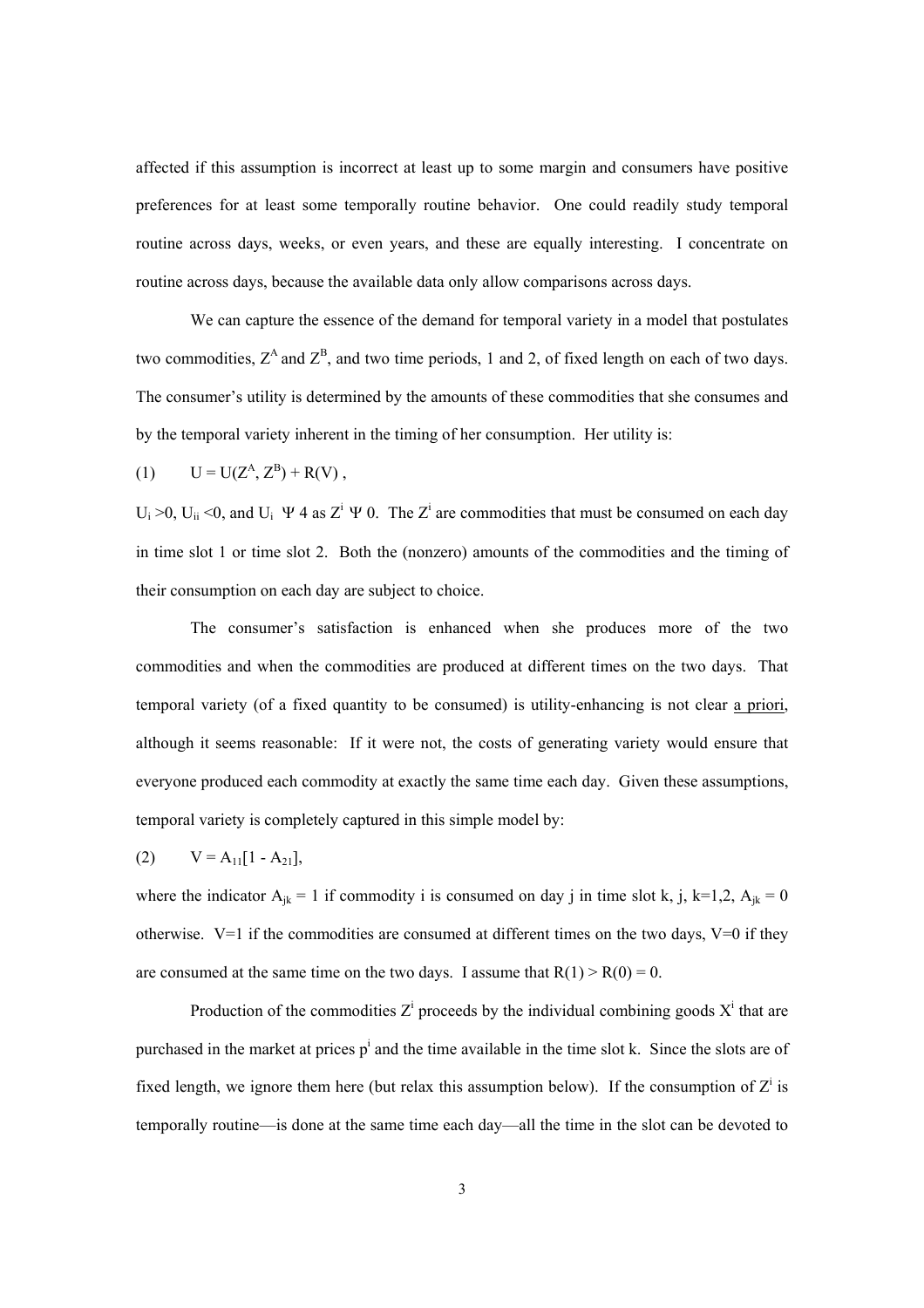affected if this assumption is incorrect at least up to some margin and consumers have positive preferences for at least some temporally routine behavior. One could readily study temporal routine across days, weeks, or even years, and these are equally interesting. I concentrate on routine across days, because the available data only allow comparisons across days.

We can capture the essence of the demand for temporal variety in a model that postulates two commodities, $Z^A$ and $Z^B$, and two time periods, 1 and 2, of fixed length on each of two days. The consumer's utility is determined by the amounts of these commodities that she consumes and by the temporal variety inherent in the timing of her consumption. Her utility is:

$$(1) \qquad U = U(Z^A, Z^B) + R(V) ,$$

$U_i > 0$, $U_{ii} < 0$, and $U_i \to \infty$ as $Z^i \to 0$. The $Z^i$ are commodities that must be consumed on each day in time slot 1 or time slot 2. Both the (nonzero) amounts of the commodities and the timing of their consumption on each day are subject to choice.

The consumer's satisfaction is enhanced when she produces more of the two commodities and when the commodities are produced at different times on the two days. That temporal variety (of a fixed quantity to be consumed) is utility-enhancing is not clear *a priori*, although it seems reasonable: If it were not, the costs of generating variety would ensure that everyone produced each commodity at exactly the same time each day. Given these assumptions, temporal variety is completely captured in this simple model by:

$$(2) \qquad V = A_{11}[1 - A_{21}],$$

where the indicator $A_{jk} = 1$ if commodity i is consumed on day j in time slot k, j, k=1,2, $A_{jk} = 0$ otherwise. V=1 if the commodities are consumed at different times on the two days, V=0 if they are consumed at the same time on the two days. I assume that $R(1) > R(0) = 0$.

Production of the commodities $Z^i$ proceeds by the individual combining goods $X^i$ that are purchased in the market at prices $p^i$ and the time available in the time slot k. Since the slots are of fixed length, we ignore them here (but relax this assumption below). If the consumption of $Z^i$ is temporally routine—is done at the same time each day—all the time in the slot can be devoted to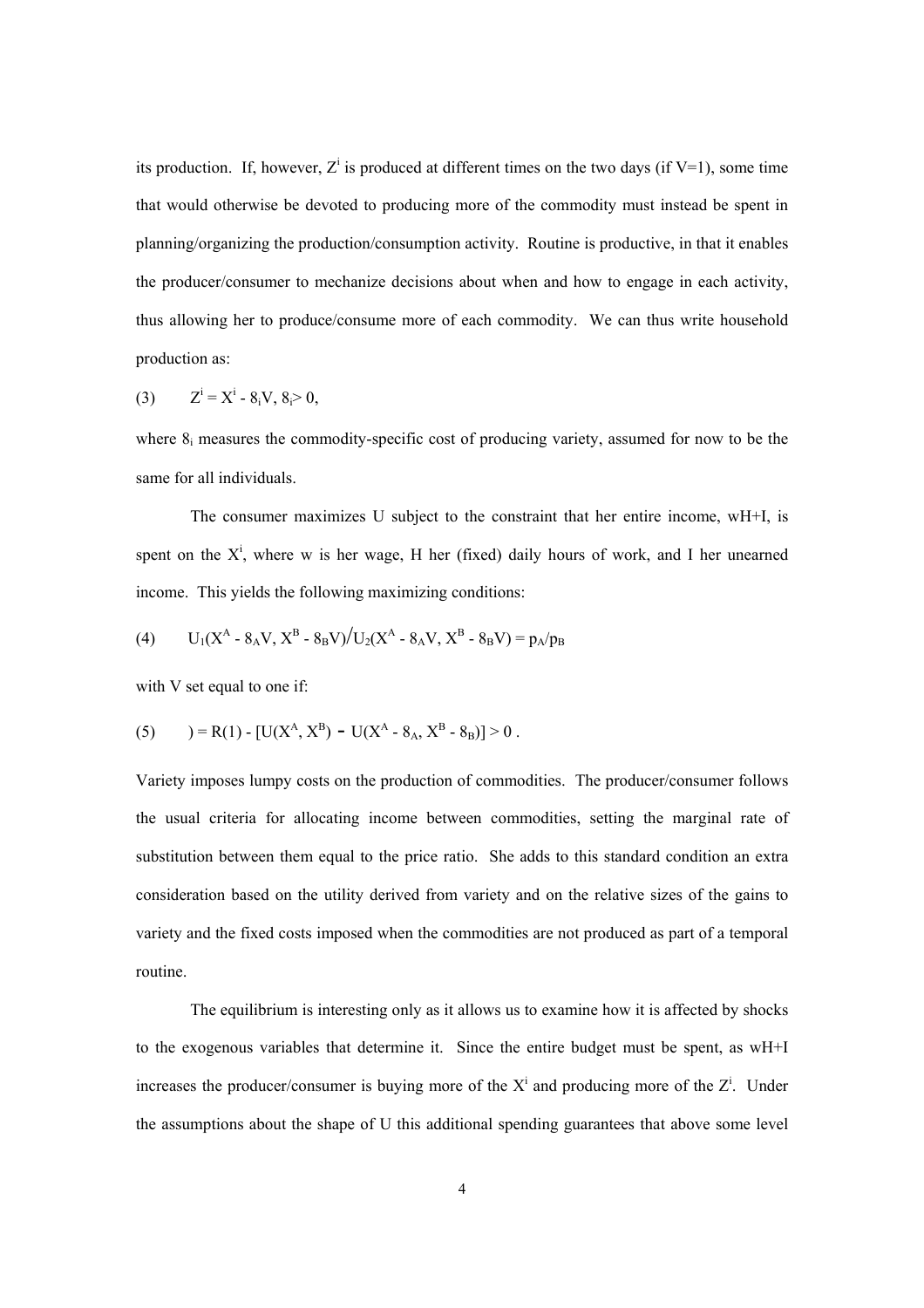its production. If, however, $Z^i$ is produced at different times on the two days (if V=1), some time that would otherwise be devoted to producing more of the commodity must instead be spent in planning/organizing the production/consumption activity. Routine is productive, in that it enables the producer/consumer to mechanize decisions about when and how to engage in each activity, thus allowing her to produce/consume more of each commodity. We can thus write household production as:

$$(3) \qquad Z^i = X^i - \lambda_i V, \; \lambda_i > 0,$$

where $\lambda_i$ measures the commodity-specific cost of producing variety, assumed for now to be the same for all individuals.

The consumer maximizes U subject to the constraint that her entire income, wH+I, is spent on the $X^i$, where w is her wage, H her (fixed) daily hours of work, and I her unearned income. This yields the following maximizing conditions:

$$(4) \qquad U_1(X^A - \lambda_A V, X^B - \lambda_B V) / U_2(X^A - \lambda_A V, X^B - \lambda_B V) = p_A/p_B$$

with V set equal to one if:

$$(5) \qquad \Delta = R(1) - [U(X^A, X^B) - U(X^A - \lambda_A, X^B - \lambda_B)] > 0 .$$

Variety imposes lumpy costs on the production of commodities. The producer/consumer follows the usual criteria for allocating income between commodities, setting the marginal rate of substitution between them equal to the price ratio. She adds to this standard condition an extra consideration based on the utility derived from variety and on the relative sizes of the gains to variety and the fixed costs imposed when the commodities are not produced as part of a temporal routine.

The equilibrium is interesting only as it allows us to examine how it is affected by shocks to the exogenous variables that determine it. Since the entire budget must be spent, as wH+I increases the producer/consumer is buying more of the $X^i$ and producing more of the $Z^i$. Under the assumptions about the shape of U this additional spending guarantees that above some level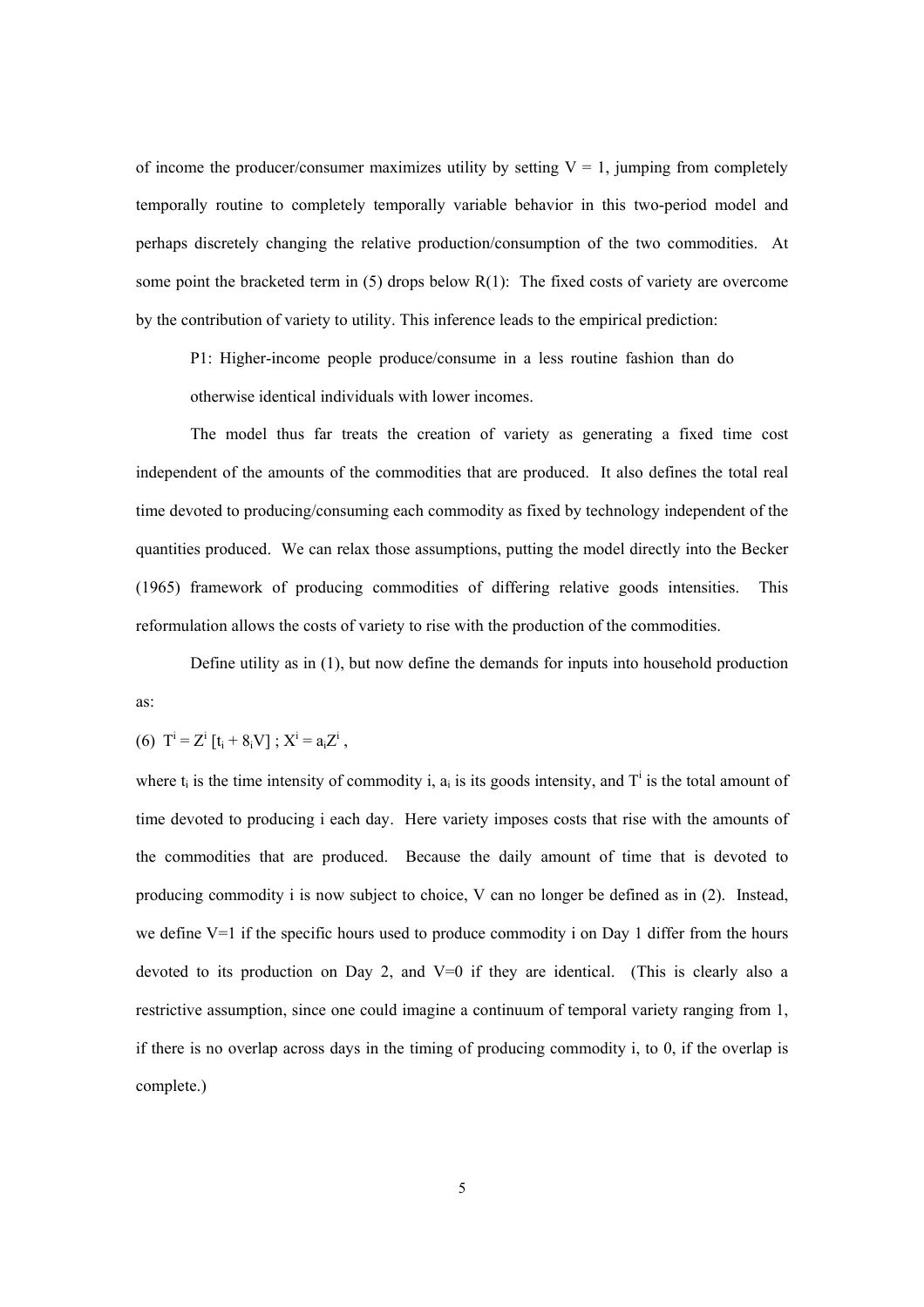of income the producer/consumer maximizes utility by setting $V = 1$, jumping from completely temporally routine to completely temporally variable behavior in this two-period model and perhaps discretely changing the relative production/consumption of the two commodities. At some point the bracketed term in (5) drops below $R(1)$: The fixed costs of variety are overcome by the contribution of variety to utility. This inference leads to the empirical prediction:

> P1: Higher-income people produce/consume in a less routine fashion than do otherwise identical individuals with lower incomes.

The model thus far treats the creation of variety as generating a fixed time cost independent of the amounts of the commodities that are produced. It also defines the total real time devoted to producing/consuming each commodity as fixed by technology independent of the quantities produced. We can relax those assumptions, putting the model directly into the Becker (1965) framework of producing commodities of differing relative goods intensities. This reformulation allows the costs of variety to rise with the production of the commodities.

Define utility as in (1), but now define the demands for inputs into household production as:

(6) $T^i = Z^i\,[t_i + 8_i V]$ ; $X^i = a_i Z^i$ ,

where $t_i$ is the time intensity of commodity i, $a_i$ is its goods intensity, and $T^i$ is the total amount of time devoted to producing i each day. Here variety imposes costs that rise with the amounts of the commodities that are produced. Because the daily amount of time that is devoted to producing commodity i is now subject to choice, V can no longer be defined as in (2). Instead, we define V=1 if the specific hours used to produce commodity i on Day 1 differ from the hours devoted to its production on Day 2, and V=0 if they are identical. (This is clearly also a restrictive assumption, since one could imagine a continuum of temporal variety ranging from 1, if there is no overlap across days in the timing of producing commodity i, to 0, if the overlap is complete.)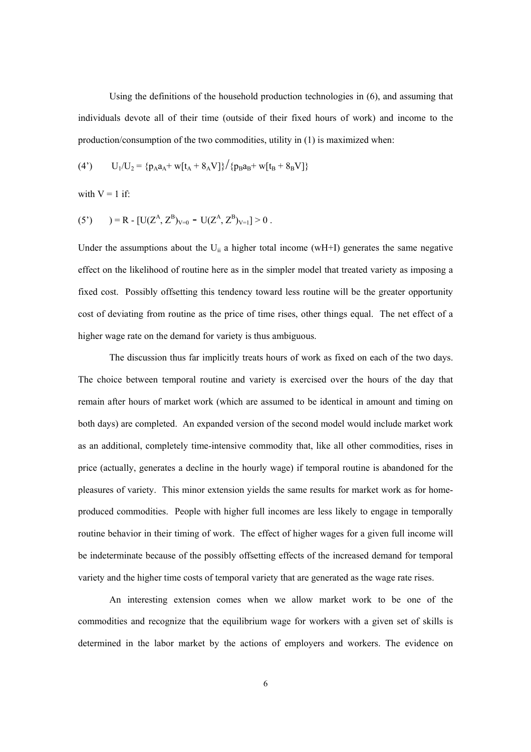Using the definitions of the household production technologies in (6), and assuming that individuals devote all of their time (outside of their fixed hours of work) and income to the production/consumption of the two commodities, utility in (1) is maximized when:

$$(4') \qquad U_1/U_2 = \{p_A a_A + w[t_A + 8_A V]\} / \{p_B a_B + w[t_B + 8_B V]\}$$

with V = 1 if:

$$(5') \qquad ) = R - [U(Z^A, Z^B)_{V=0} - U(Z^A, Z^B)_{V=1}] > 0 \, .$$

Under the assumptions about the $U_{ii}$ a higher total income (wH+I) generates the same negative effect on the likelihood of routine here as in the simpler model that treated variety as imposing a fixed cost. Possibly offsetting this tendency toward less routine will be the greater opportunity cost of deviating from routine as the price of time rises, other things equal. The net effect of a higher wage rate on the demand for variety is thus ambiguous.

The discussion thus far implicitly treats hours of work as fixed on each of the two days. The choice between temporal routine and variety is exercised over the hours of the day that remain after hours of market work (which are assumed to be identical in amount and timing on both days) are completed. An expanded version of the second model would include market work as an additional, completely time-intensive commodity that, like all other commodities, rises in price (actually, generates a decline in the hourly wage) if temporal routine is abandoned for the pleasures of variety. This minor extension yields the same results for market work as for home-produced commodities. People with higher full incomes are less likely to engage in temporally routine behavior in their timing of work. The effect of higher wages for a given full income will be indeterminate because of the possibly offsetting effects of the increased demand for temporal variety and the higher time costs of temporal variety that are generated as the wage rate rises.

An interesting extension comes when we allow market work to be one of the commodities and recognize that the equilibrium wage for workers with a given set of skills is determined in the labor market by the actions of employers and workers. The evidence on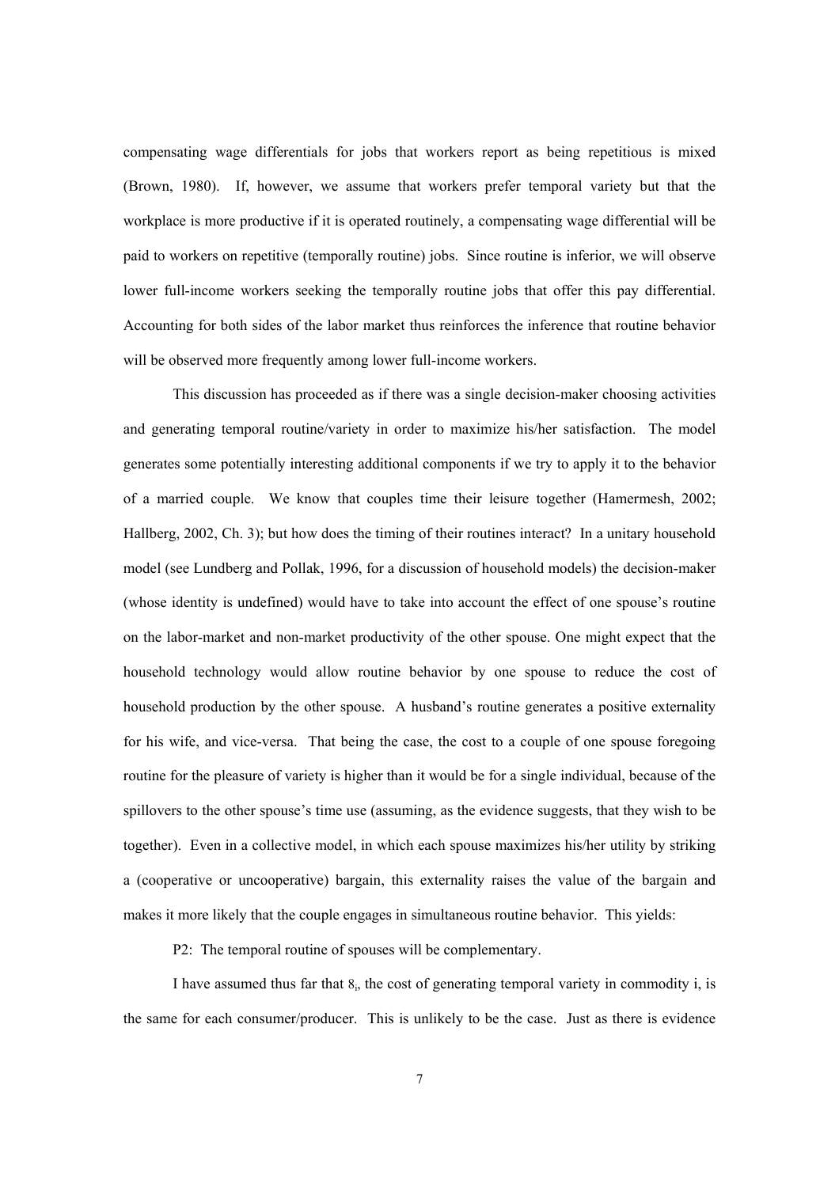compensating wage differentials for jobs that workers report as being repetitious is mixed (Brown, 1980). If, however, we assume that workers prefer temporal variety but that the workplace is more productive if it is operated routinely, a compensating wage differential will be paid to workers on repetitive (temporally routine) jobs. Since routine is inferior, we will observe lower full-income workers seeking the temporally routine jobs that offer this pay differential. Accounting for both sides of the labor market thus reinforces the inference that routine behavior will be observed more frequently among lower full-income workers.

This discussion has proceeded as if there was a single decision-maker choosing activities and generating temporal routine/variety in order to maximize his/her satisfaction. The model generates some potentially interesting additional components if we try to apply it to the behavior of a married couple. We know that couples time their leisure together (Hamermesh, 2002; Hallberg, 2002, Ch. 3); but how does the timing of their routines interact? In a unitary household model (see Lundberg and Pollak, 1996, for a discussion of household models) the decision-maker (whose identity is undefined) would have to take into account the effect of one spouse's routine on the labor-market and non-market productivity of the other spouse. One might expect that the household technology would allow routine behavior by one spouse to reduce the cost of household production by the other spouse. A husband's routine generates a positive externality for his wife, and vice-versa. That being the case, the cost to a couple of one spouse foregoing routine for the pleasure of variety is higher than it would be for a single individual, because of the spillovers to the other spouse's time use (assuming, as the evidence suggests, that they wish to be together). Even in a collective model, in which each spouse maximizes his/her utility by striking a (cooperative or uncooperative) bargain, this externality raises the value of the bargain and makes it more likely that the couple engages in simultaneous routine behavior. This yields:

P2: The temporal routine of spouses will be complementary.

I have assumed thus far that $8_i$, the cost of generating temporal variety in commodity i, is the same for each consumer/producer. This is unlikely to be the case. Just as there is evidence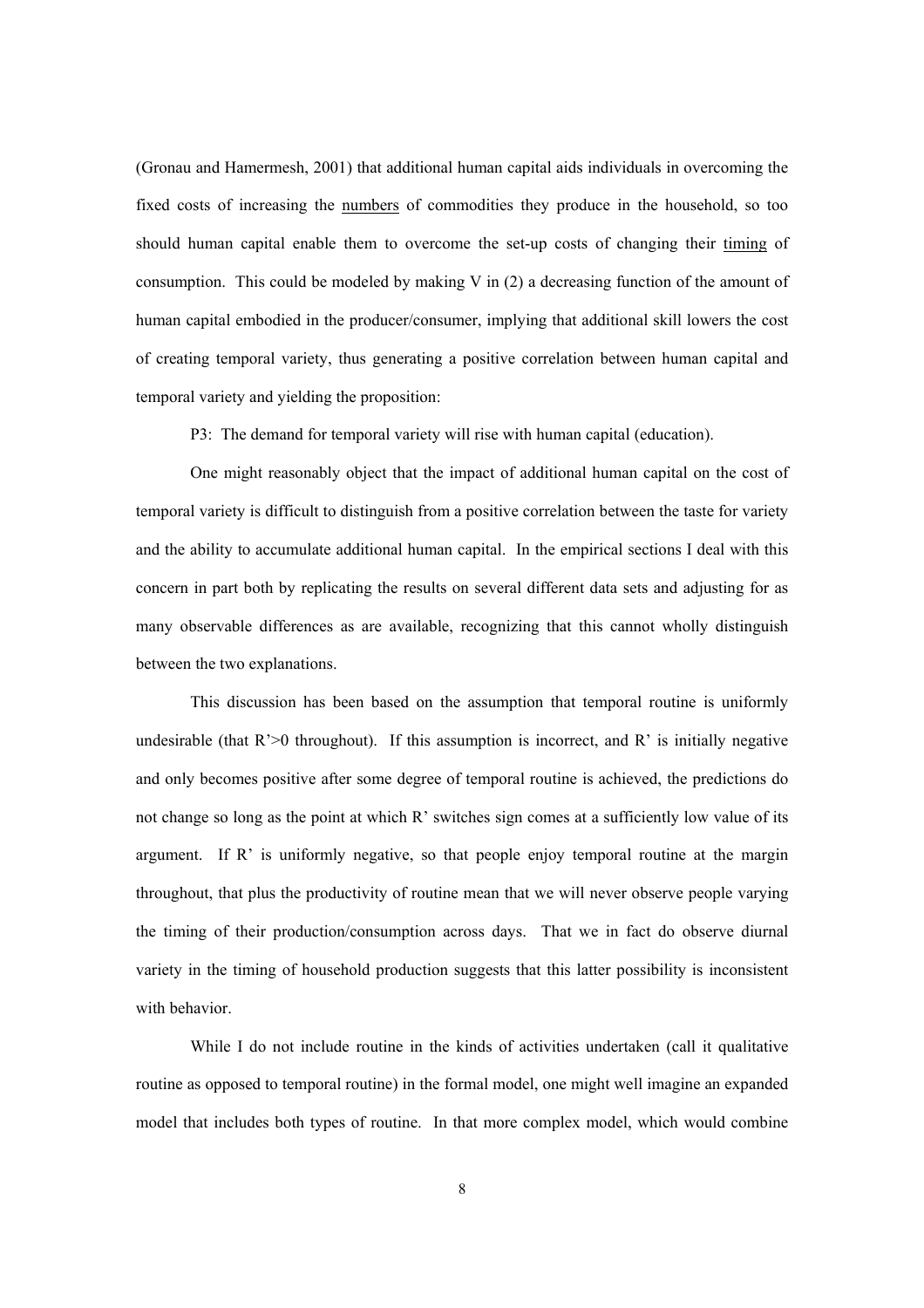(Gronau and Hamermesh, 2001) that additional human capital aids individuals in overcoming the fixed costs of increasing the numbers of commodities they produce in the household, so too should human capital enable them to overcome the set-up costs of changing their timing of consumption. This could be modeled by making V in (2) a decreasing function of the amount of human capital embodied in the producer/consumer, implying that additional skill lowers the cost of creating temporal variety, thus generating a positive correlation between human capital and temporal variety and yielding the proposition:

P3: The demand for temporal variety will rise with human capital (education).

One might reasonably object that the impact of additional human capital on the cost of temporal variety is difficult to distinguish from a positive correlation between the taste for variety and the ability to accumulate additional human capital. In the empirical sections I deal with this concern in part both by replicating the results on several different data sets and adjusting for as many observable differences as are available, recognizing that this cannot wholly distinguish between the two explanations.

This discussion has been based on the assumption that temporal routine is uniformly undesirable (that $R'>0$ throughout). If this assumption is incorrect, and R' is initially negative and only becomes positive after some degree of temporal routine is achieved, the predictions do not change so long as the point at which R' switches sign comes at a sufficiently low value of its argument. If R' is uniformly negative, so that people enjoy temporal routine at the margin throughout, that plus the productivity of routine mean that we will never observe people varying the timing of their production/consumption across days. That we in fact do observe diurnal variety in the timing of household production suggests that this latter possibility is inconsistent with behavior.

While I do not include routine in the kinds of activities undertaken (call it qualitative routine as opposed to temporal routine) in the formal model, one might well imagine an expanded model that includes both types of routine. In that more complex model, which would combine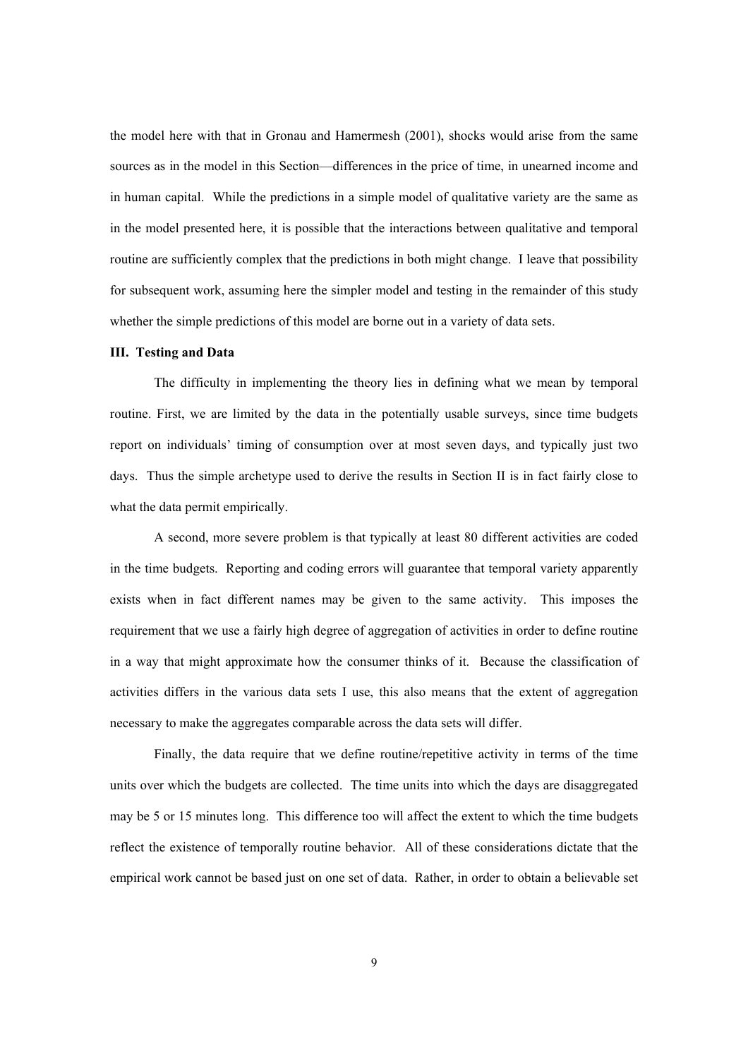the model here with that in Gronau and Hamermesh (2001), shocks would arise from the same sources as in the model in this Section—differences in the price of time, in unearned income and in human capital. While the predictions in a simple model of qualitative variety are the same as in the model presented here, it is possible that the interactions between qualitative and temporal routine are sufficiently complex that the predictions in both might change. I leave that possibility for subsequent work, assuming here the simpler model and testing in the remainder of this study whether the simple predictions of this model are borne out in a variety of data sets.

### III. Testing and Data

The difficulty in implementing the theory lies in defining what we mean by temporal routine. First, we are limited by the data in the potentially usable surveys, since time budgets report on individuals' timing of consumption over at most seven days, and typically just two days. Thus the simple archetype used to derive the results in Section II is in fact fairly close to what the data permit empirically.

A second, more severe problem is that typically at least 80 different activities are coded in the time budgets. Reporting and coding errors will guarantee that temporal variety apparently exists when in fact different names may be given to the same activity. This imposes the requirement that we use a fairly high degree of aggregation of activities in order to define routine in a way that might approximate how the consumer thinks of it. Because the classification of activities differs in the various data sets I use, this also means that the extent of aggregation necessary to make the aggregates comparable across the data sets will differ.

Finally, the data require that we define routine/repetitive activity in terms of the time units over which the budgets are collected. The time units into which the days are disaggregated may be 5 or 15 minutes long. This difference too will affect the extent to which the time budgets reflect the existence of temporally routine behavior. All of these considerations dictate that the empirical work cannot be based just on one set of data. Rather, in order to obtain a believable set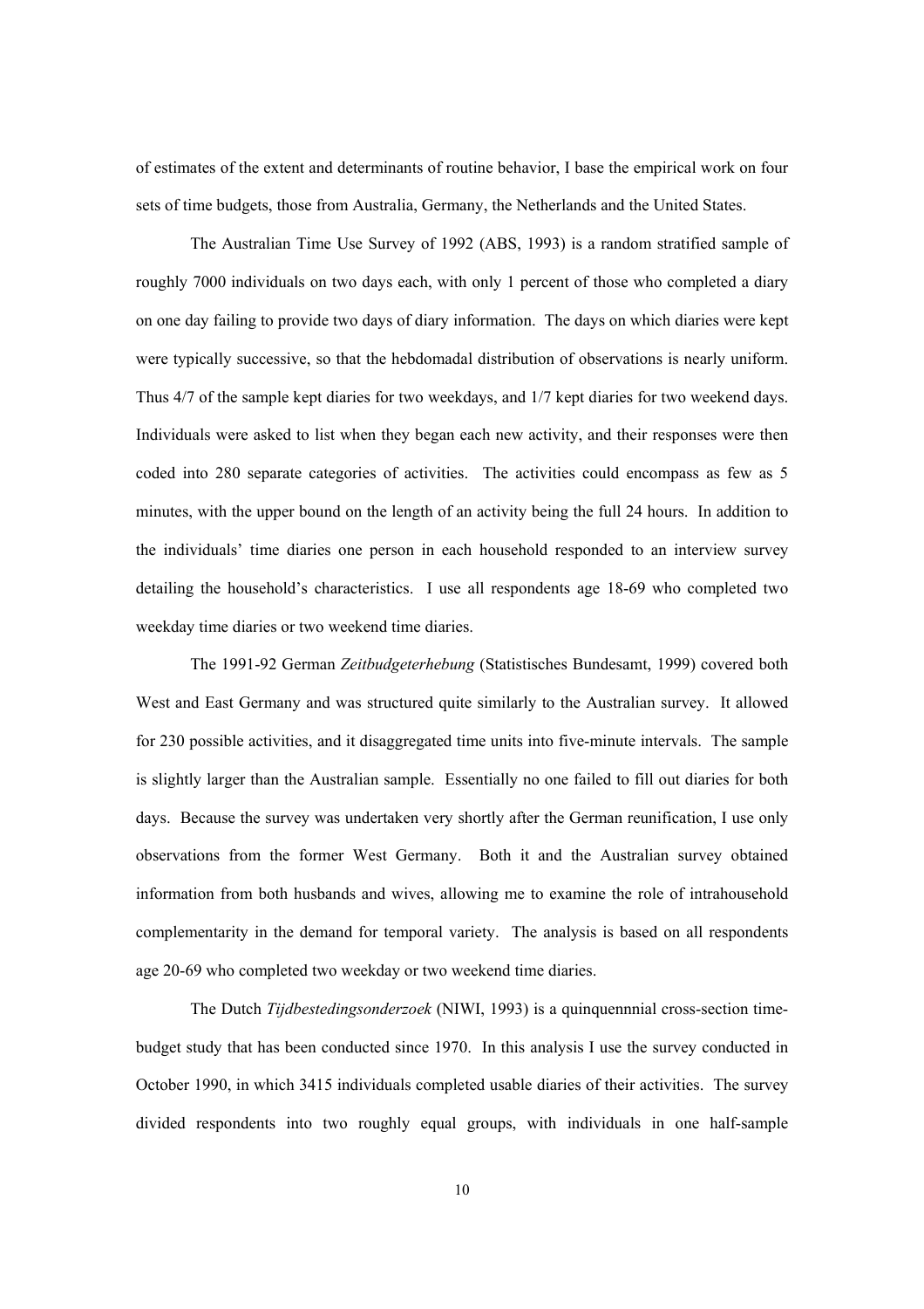of estimates of the extent and determinants of routine behavior, I base the empirical work on four sets of time budgets, those from Australia, Germany, the Netherlands and the United States.

The Australian Time Use Survey of 1992 (ABS, 1993) is a random stratified sample of roughly 7000 individuals on two days each, with only 1 percent of those who completed a diary on one day failing to provide two days of diary information. The days on which diaries were kept were typically successive, so that the hebdomadal distribution of observations is nearly uniform. Thus 4/7 of the sample kept diaries for two weekdays, and 1/7 kept diaries for two weekend days. Individuals were asked to list when they began each new activity, and their responses were then coded into 280 separate categories of activities. The activities could encompass as few as 5 minutes, with the upper bound on the length of an activity being the full 24 hours. In addition to the individuals' time diaries one person in each household responded to an interview survey detailing the household's characteristics. I use all respondents age 18-69 who completed two weekday time diaries or two weekend time diaries.

The 1991-92 German *Zeitbudgeterhebung* (Statistisches Bundesamt, 1999) covered both West and East Germany and was structured quite similarly to the Australian survey. It allowed for 230 possible activities, and it disaggregated time units into five-minute intervals. The sample is slightly larger than the Australian sample. Essentially no one failed to fill out diaries for both days. Because the survey was undertaken very shortly after the German reunification, I use only observations from the former West Germany. Both it and the Australian survey obtained information from both husbands and wives, allowing me to examine the role of intrahousehold complementarity in the demand for temporal variety. The analysis is based on all respondents age 20-69 who completed two weekday or two weekend time diaries.

The Dutch *Tijdbestedingsonderzoek* (NIWI, 1993) is a quinquennnial cross-section time-budget study that has been conducted since 1970. In this analysis I use the survey conducted in October 1990, in which 3415 individuals completed usable diaries of their activities. The survey divided respondents into two roughly equal groups, with individuals in one half-sample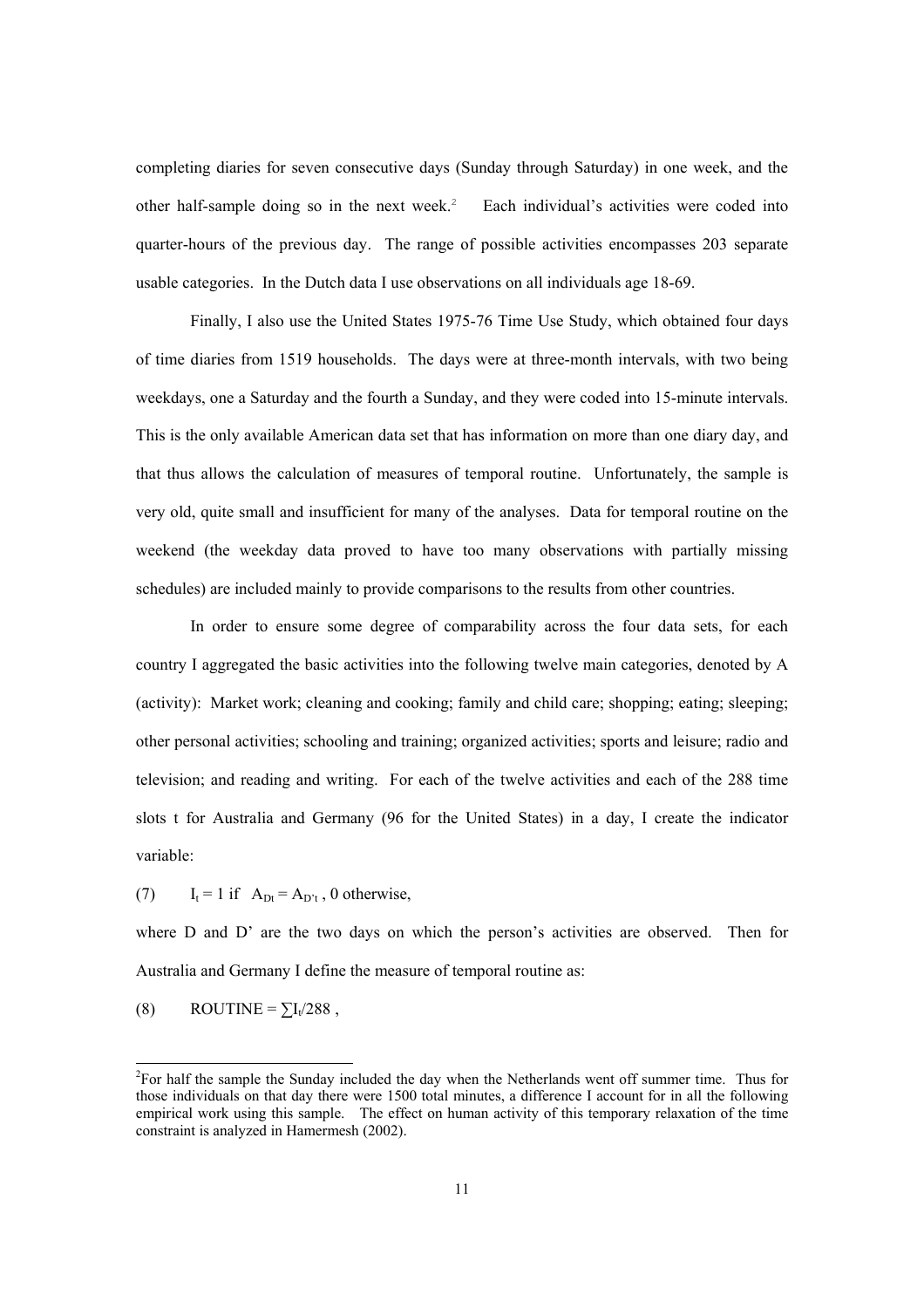completing diaries for seven consecutive days (Sunday through Saturday) in one week, and the other half-sample doing so in the next week.[2] Each individual's activities were coded into quarter-hours of the previous day. The range of possible activities encompasses 203 separate usable categories. In the Dutch data I use observations on all individuals age 18-69.

Finally, I also use the United States 1975-76 Time Use Study, which obtained four days of time diaries from 1519 households. The days were at three-month intervals, with two being weekdays, one a Saturday and the fourth a Sunday, and they were coded into 15-minute intervals. This is the only available American data set that has information on more than one diary day, and that thus allows the calculation of measures of temporal routine. Unfortunately, the sample is very old, quite small and insufficient for many of the analyses. Data for temporal routine on the weekend (the weekday data proved to have too many observations with partially missing schedules) are included mainly to provide comparisons to the results from other countries.

In order to ensure some degree of comparability across the four data sets, for each country I aggregated the basic activities into the following twelve main categories, denoted by A (activity): Market work; cleaning and cooking; family and child care; shopping; eating; sleeping; other personal activities; schooling and training; organized activities; sports and leisure; radio and television; and reading and writing. For each of the twelve activities and each of the 288 time slots t for Australia and Germany (96 for the United States) in a day, I create the indicator variable:

(7) $I_t = 1$ if $A_{Dt} = A_{D't}$ , 0 otherwise,

where D and D' are the two days on which the person's activities are observed. Then for Australia and Germany I define the measure of temporal routine as:

(8) $\text{ROUTINE} = \sum I_t/288$ ,

[2]For half the sample the Sunday included the day when the Netherlands went off summer time. Thus for those individuals on that day there were 1500 total minutes, a difference I account for in all the following empirical work using this sample. The effect on human activity of this temporary relaxation of the time constraint is analyzed in Hamermesh (2002).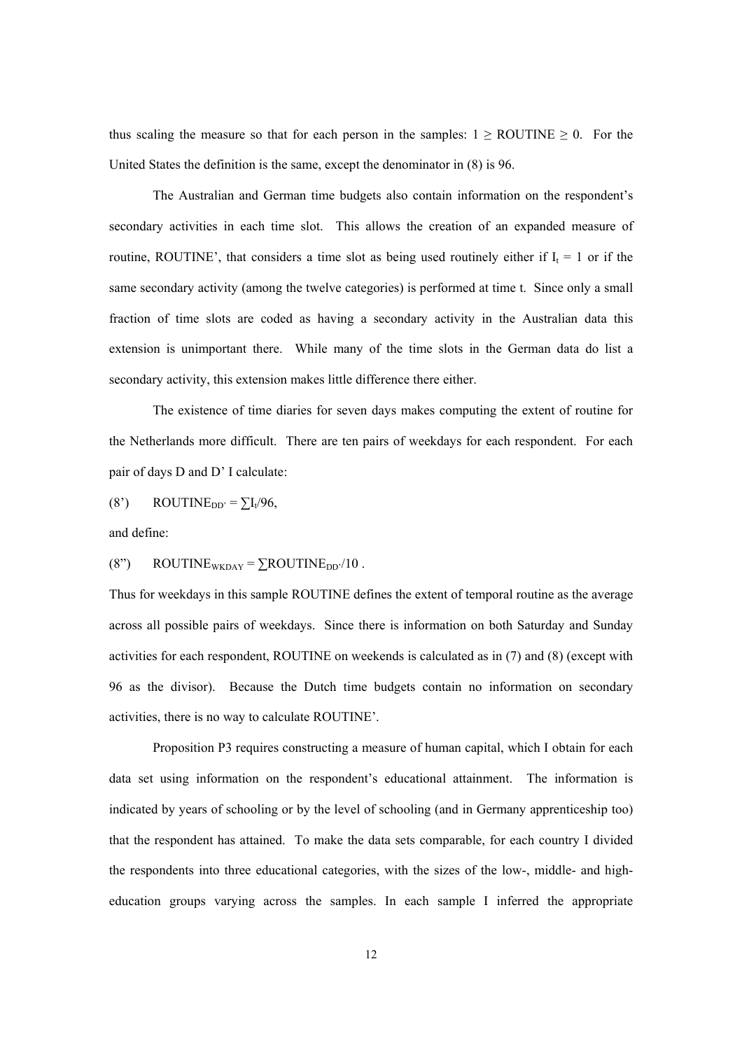thus scaling the measure so that for each person in the samples: $1 \geq \text{ROUTINE} \geq 0$. For the United States the definition is the same, except the denominator in (8) is 96.

The Australian and German time budgets also contain information on the respondent's secondary activities in each time slot. This allows the creation of an expanded measure of routine, ROUTINE', that considers a time slot as being used routinely either if $I_t = 1$ or if the same secondary activity (among the twelve categories) is performed at time t. Since only a small fraction of time slots are coded as having a secondary activity in the Australian data this extension is unimportant there. While many of the time slots in the German data do list a secondary activity, this extension makes little difference there either.

The existence of time diaries for seven days makes computing the extent of routine for the Netherlands more difficult. There are ten pairs of weekdays for each respondent. For each pair of days D and D' I calculate:

$$(8') \qquad \text{ROUTINE}_{DD'} = \sum I_t / 96,$$

and define:

$$(8'') \qquad \text{ROUTINE}_{WKDAY} = \sum \text{ROUTINE}_{DD'} / 10 \ .$$

Thus for weekdays in this sample ROUTINE defines the extent of temporal routine as the average across all possible pairs of weekdays. Since there is information on both Saturday and Sunday activities for each respondent, ROUTINE on weekends is calculated as in (7) and (8) (except with 96 as the divisor). Because the Dutch time budgets contain no information on secondary activities, there is no way to calculate ROUTINE'.

Proposition P3 requires constructing a measure of human capital, which I obtain for each data set using information on the respondent's educational attainment. The information is indicated by years of schooling or by the level of schooling (and in Germany apprenticeship too) that the respondent has attained. To make the data sets comparable, for each country I divided the respondents into three educational categories, with the sizes of the low-, middle- and high-education groups varying across the samples. In each sample I inferred the appropriate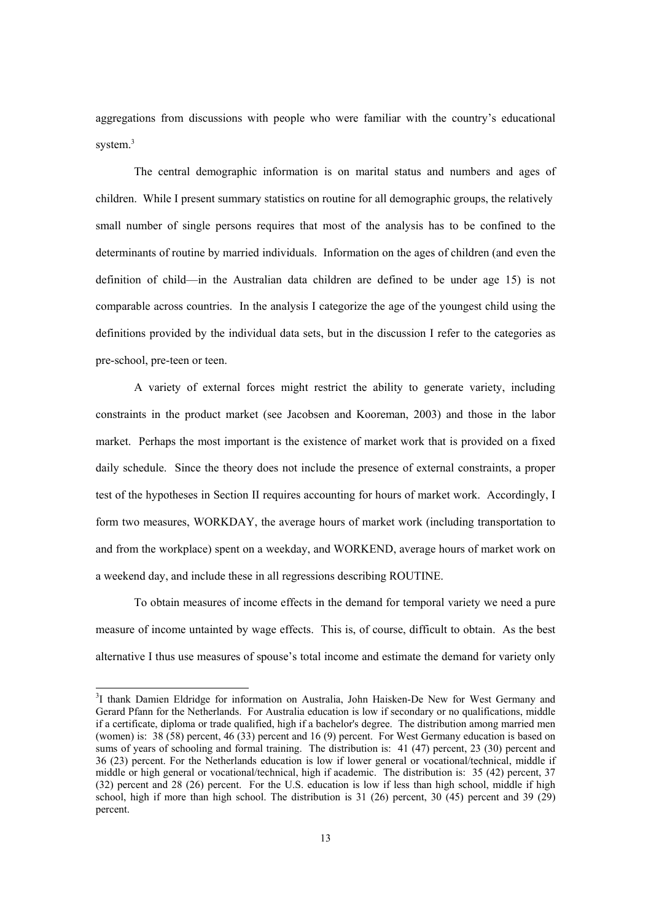aggregations from discussions with people who were familiar with the country's educational system.[3]

The central demographic information is on marital status and numbers and ages of children. While I present summary statistics on routine for all demographic groups, the relatively small number of single persons requires that most of the analysis has to be confined to the determinants of routine by married individuals. Information on the ages of children (and even the definition of child—in the Australian data children are defined to be under age 15) is not comparable across countries. In the analysis I categorize the age of the youngest child using the definitions provided by the individual data sets, but in the discussion I refer to the categories as pre-school, pre-teen or teen.

A variety of external forces might restrict the ability to generate variety, including constraints in the product market (see Jacobsen and Kooreman, 2003) and those in the labor market. Perhaps the most important is the existence of market work that is provided on a fixed daily schedule. Since the theory does not include the presence of external constraints, a proper test of the hypotheses in Section II requires accounting for hours of market work. Accordingly, I form two measures, WORKDAY, the average hours of market work (including transportation to and from the workplace) spent on a weekday, and WORKEND, average hours of market work on a weekend day, and include these in all regressions describing ROUTINE.

To obtain measures of income effects in the demand for temporal variety we need a pure measure of income untainted by wage effects. This is, of course, difficult to obtain. As the best alternative I thus use measures of spouse's total income and estimate the demand for variety only

---

[3]I thank Damien Eldridge for information on Australia, John Haisken-De New for West Germany and Gerard Pfann for the Netherlands. For Australia education is low if secondary or no qualifications, middle if a certificate, diploma or trade qualified, high if a bachelor's degree. The distribution among married men (women) is: 38 (58) percent, 46 (33) percent and 16 (9) percent. For West Germany education is based on sums of years of schooling and formal training. The distribution is: 41 (47) percent, 23 (30) percent and 36 (23) percent. For the Netherlands education is low if lower general or vocational/technical, middle if middle or high general or vocational/technical, high if academic. The distribution is: 35 (42) percent, 37 (32) percent and 28 (26) percent. For the U.S. education is low if less than high school, middle if high school, high if more than high school. The distribution is 31 (26) percent, 30 (45) percent and 39 (29) percent.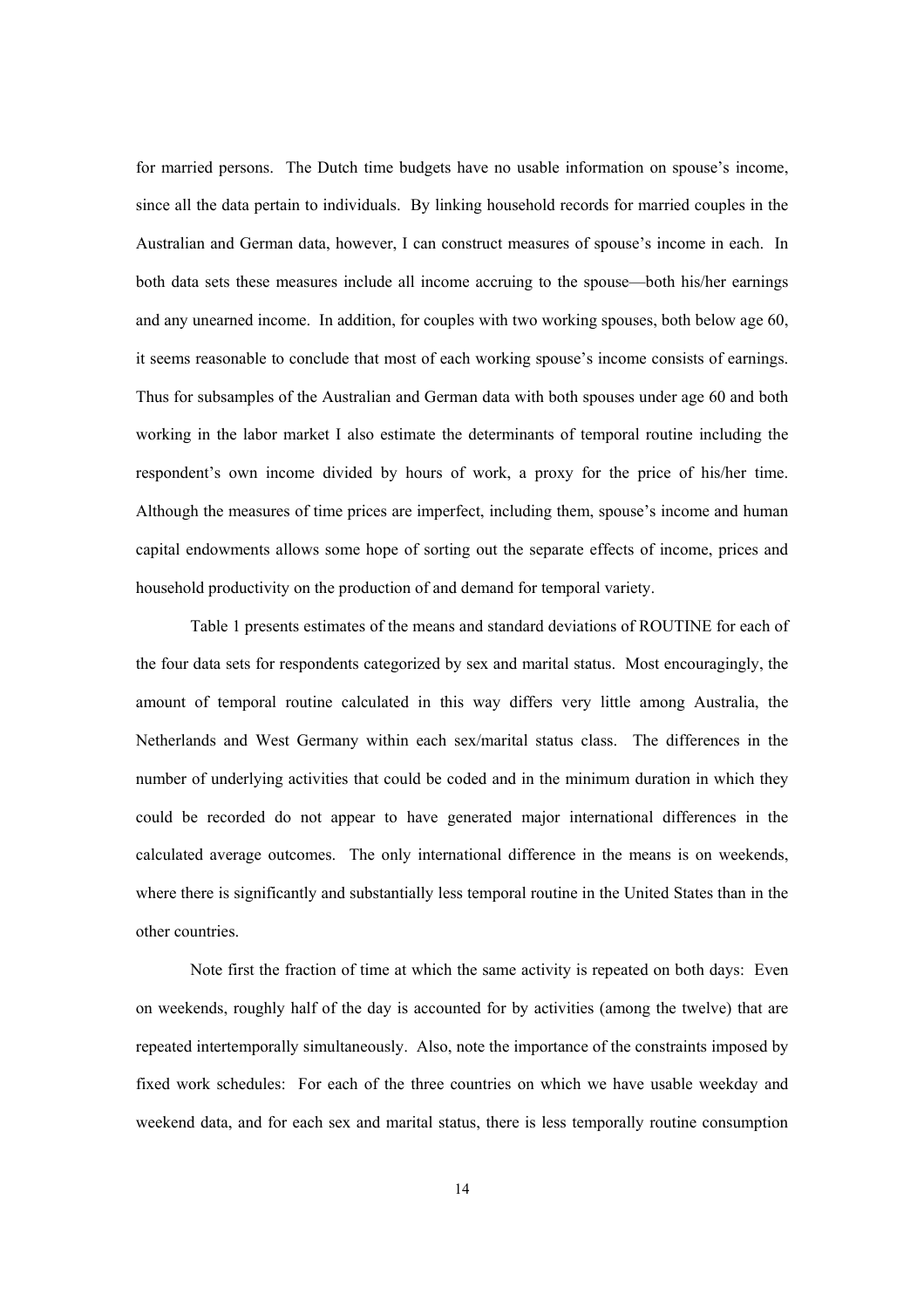for married persons. The Dutch time budgets have no usable information on spouse's income, since all the data pertain to individuals. By linking household records for married couples in the Australian and German data, however, I can construct measures of spouse's income in each. In both data sets these measures include all income accruing to the spouse—both his/her earnings and any unearned income. In addition, for couples with two working spouses, both below age 60, it seems reasonable to conclude that most of each working spouse's income consists of earnings. Thus for subsamples of the Australian and German data with both spouses under age 60 and both working in the labor market I also estimate the determinants of temporal routine including the respondent's own income divided by hours of work, a proxy for the price of his/her time. Although the measures of time prices are imperfect, including them, spouse's income and human capital endowments allows some hope of sorting out the separate effects of income, prices and household productivity on the production of and demand for temporal variety.

Table 1 presents estimates of the means and standard deviations of ROUTINE for each of the four data sets for respondents categorized by sex and marital status. Most encouragingly, the amount of temporal routine calculated in this way differs very little among Australia, the Netherlands and West Germany within each sex/marital status class. The differences in the number of underlying activities that could be coded and in the minimum duration in which they could be recorded do not appear to have generated major international differences in the calculated average outcomes. The only international difference in the means is on weekends, where there is significantly and substantially less temporal routine in the United States than in the other countries.

Note first the fraction of time at which the same activity is repeated on both days: Even on weekends, roughly half of the day is accounted for by activities (among the twelve) that are repeated intertemporally simultaneously. Also, note the importance of the constraints imposed by fixed work schedules: For each of the three countries on which we have usable weekday and weekend data, and for each sex and marital status, there is less temporally routine consumption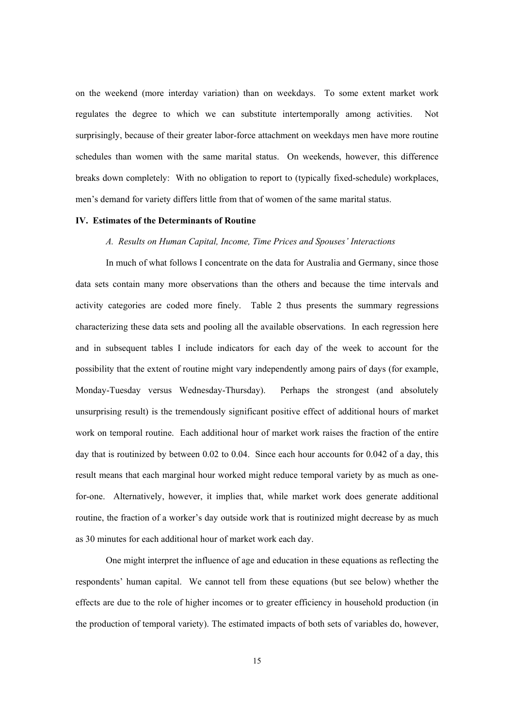on the weekend (more interday variation) than on weekdays. To some extent market work regulates the degree to which we can substitute intertemporally among activities. Not surprisingly, because of their greater labor-force attachment on weekdays men have more routine schedules than women with the same marital status. On weekends, however, this difference breaks down completely: With no obligation to report to (typically fixed-schedule) workplaces, men's demand for variety differs little from that of women of the same marital status.

## IV. Estimates of the Determinants of Routine

### *A. Results on Human Capital, Income, Time Prices and Spouses' Interactions*

In much of what follows I concentrate on the data for Australia and Germany, since those data sets contain many more observations than the others and because the time intervals and activity categories are coded more finely. Table 2 thus presents the summary regressions characterizing these data sets and pooling all the available observations. In each regression here and in subsequent tables I include indicators for each day of the week to account for the possibility that the extent of routine might vary independently among pairs of days (for example, Monday-Tuesday versus Wednesday-Thursday). Perhaps the strongest (and absolutely unsurprising result) is the tremendously significant positive effect of additional hours of market work on temporal routine. Each additional hour of market work raises the fraction of the entire day that is routinized by between 0.02 to 0.04. Since each hour accounts for 0.042 of a day, this result means that each marginal hour worked might reduce temporal variety by as much as one-for-one. Alternatively, however, it implies that, while market work does generate additional routine, the fraction of a worker's day outside work that is routinized might decrease by as much as 30 minutes for each additional hour of market work each day.

One might interpret the influence of age and education in these equations as reflecting the respondents' human capital. We cannot tell from these equations (but see below) whether the effects are due to the role of higher incomes or to greater efficiency in household production (in the production of temporal variety). The estimated impacts of both sets of variables do, however,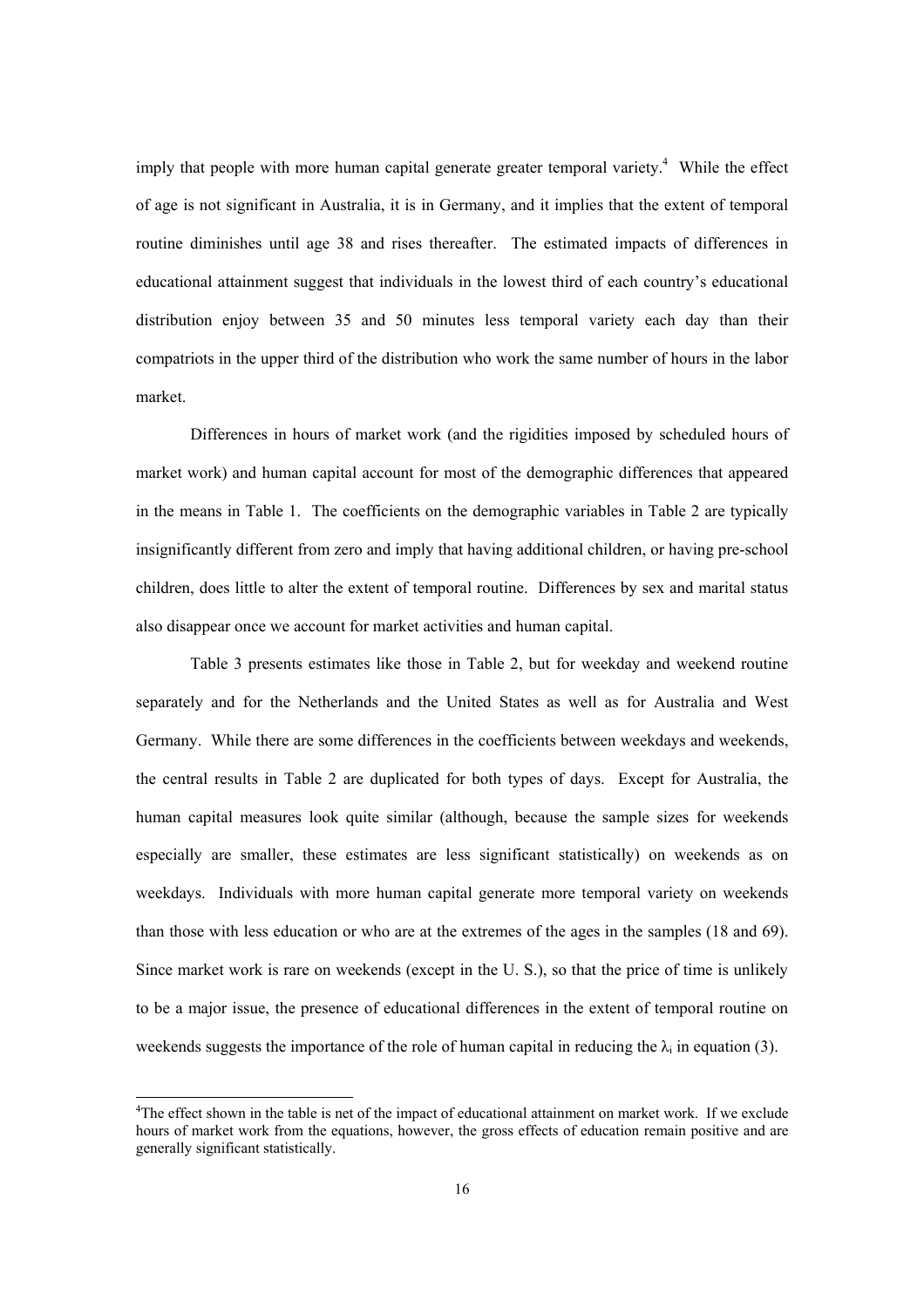imply that people with more human capital generate greater temporal variety.[4] While the effect of age is not significant in Australia, it is in Germany, and it implies that the extent of temporal routine diminishes until age 38 and rises thereafter. The estimated impacts of differences in educational attainment suggest that individuals in the lowest third of each country's educational distribution enjoy between 35 and 50 minutes less temporal variety each day than their compatriots in the upper third of the distribution who work the same number of hours in the labor market.

Differences in hours of market work (and the rigidities imposed by scheduled hours of market work) and human capital account for most of the demographic differences that appeared in the means in Table 1. The coefficients on the demographic variables in Table 2 are typically insignificantly different from zero and imply that having additional children, or having pre-school children, does little to alter the extent of temporal routine. Differences by sex and marital status also disappear once we account for market activities and human capital.

Table 3 presents estimates like those in Table 2, but for weekday and weekend routine separately and for the Netherlands and the United States as well as for Australia and West Germany. While there are some differences in the coefficients between weekdays and weekends, the central results in Table 2 are duplicated for both types of days. Except for Australia, the human capital measures look quite similar (although, because the sample sizes for weekends especially are smaller, these estimates are less significant statistically) on weekends as on weekdays. Individuals with more human capital generate more temporal variety on weekends than those with less education or who are at the extremes of the ages in the samples (18 and 69). Since market work is rare on weekends (except in the U. S.), so that the price of time is unlikely to be a major issue, the presence of educational differences in the extent of temporal routine on weekends suggests the importance of the role of human capital in reducing the $\lambda_i$ in equation (3).

[4]The effect shown in the table is net of the impact of educational attainment on market work. If we exclude hours of market work from the equations, however, the gross effects of education remain positive and are generally significant statistically.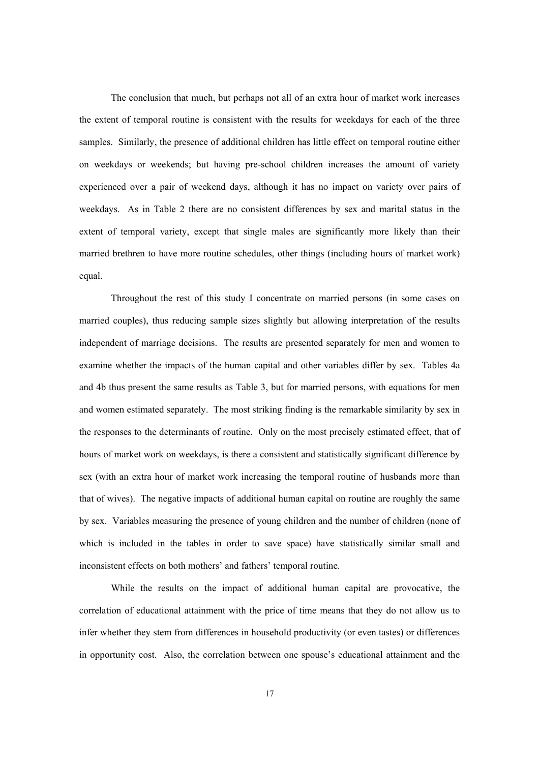The conclusion that much, but perhaps not all of an extra hour of market work increases the extent of temporal routine is consistent with the results for weekdays for each of the three samples. Similarly, the presence of additional children has little effect on temporal routine either on weekdays or weekends; but having pre-school children increases the amount of variety experienced over a pair of weekend days, although it has no impact on variety over pairs of weekdays. As in Table 2 there are no consistent differences by sex and marital status in the extent of temporal variety, except that single males are significantly more likely than their married brethren to have more routine schedules, other things (including hours of market work) equal.

Throughout the rest of this study I concentrate on married persons (in some cases on married couples), thus reducing sample sizes slightly but allowing interpretation of the results independent of marriage decisions. The results are presented separately for men and women to examine whether the impacts of the human capital and other variables differ by sex. Tables 4a and 4b thus present the same results as Table 3, but for married persons, with equations for men and women estimated separately. The most striking finding is the remarkable similarity by sex in the responses to the determinants of routine. Only on the most precisely estimated effect, that of hours of market work on weekdays, is there a consistent and statistically significant difference by sex (with an extra hour of market work increasing the temporal routine of husbands more than that of wives). The negative impacts of additional human capital on routine are roughly the same by sex. Variables measuring the presence of young children and the number of children (none of which is included in the tables in order to save space) have statistically similar small and inconsistent effects on both mothers' and fathers' temporal routine.

While the results on the impact of additional human capital are provocative, the correlation of educational attainment with the price of time means that they do not allow us to infer whether they stem from differences in household productivity (or even tastes) or differences in opportunity cost. Also, the correlation between one spouse's educational attainment and the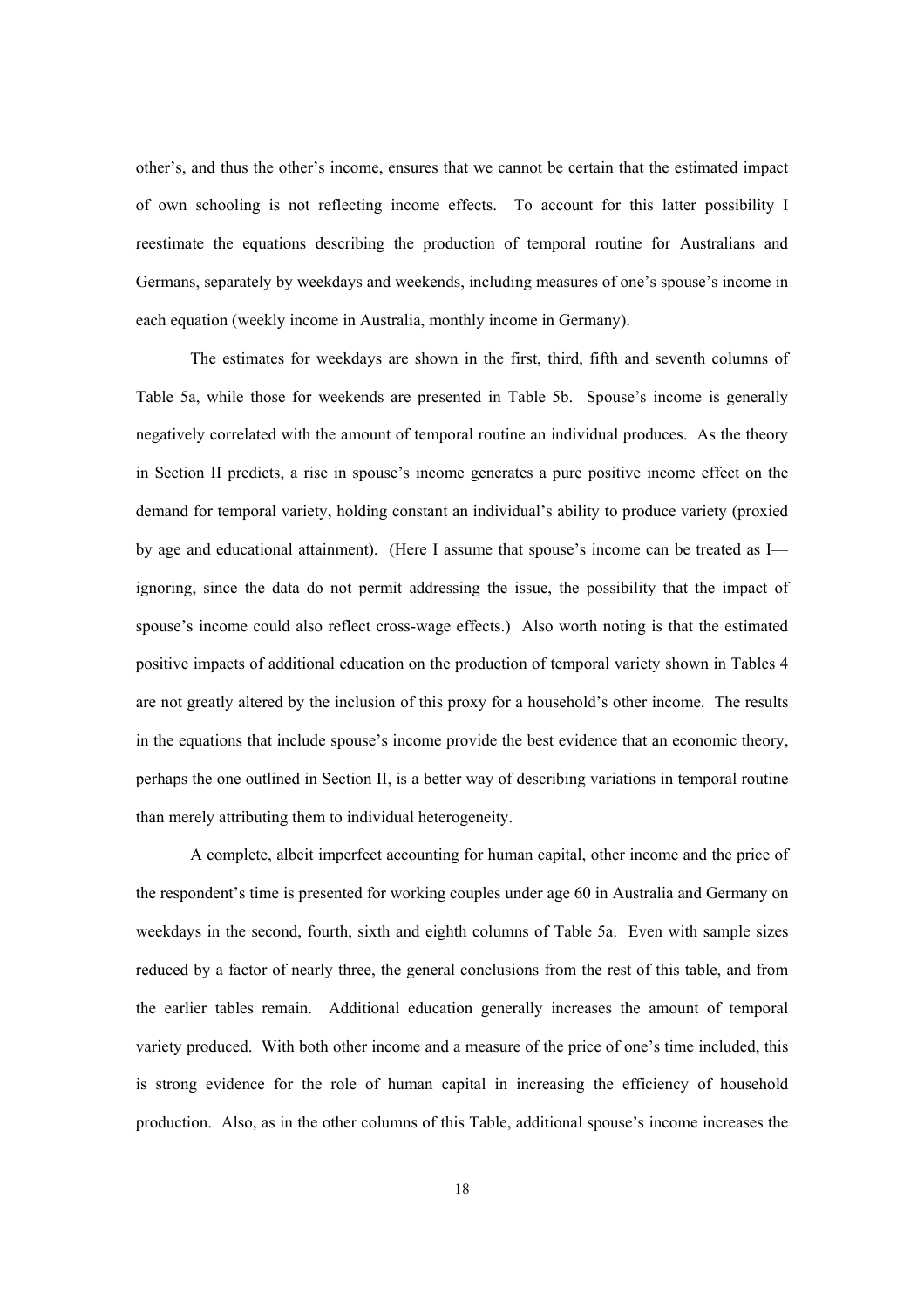other's, and thus the other's income, ensures that we cannot be certain that the estimated impact of own schooling is not reflecting income effects. To account for this latter possibility I reestimate the equations describing the production of temporal routine for Australians and Germans, separately by weekdays and weekends, including measures of one's spouse's income in each equation (weekly income in Australia, monthly income in Germany).

The estimates for weekdays are shown in the first, third, fifth and seventh columns of Table 5a, while those for weekends are presented in Table 5b. Spouse's income is generally negatively correlated with the amount of temporal routine an individual produces. As the theory in Section II predicts, a rise in spouse's income generates a pure positive income effect on the demand for temporal variety, holding constant an individual's ability to produce variety (proxied by age and educational attainment). (Here I assume that spouse's income can be treated as I—ignoring, since the data do not permit addressing the issue, the possibility that the impact of spouse's income could also reflect cross-wage effects.) Also worth noting is that the estimated positive impacts of additional education on the production of temporal variety shown in Tables 4 are not greatly altered by the inclusion of this proxy for a household's other income. The results in the equations that include spouse's income provide the best evidence that an economic theory, perhaps the one outlined in Section II, is a better way of describing variations in temporal routine than merely attributing them to individual heterogeneity.

A complete, albeit imperfect accounting for human capital, other income and the price of the respondent's time is presented for working couples under age 60 in Australia and Germany on weekdays in the second, fourth, sixth and eighth columns of Table 5a. Even with sample sizes reduced by a factor of nearly three, the general conclusions from the rest of this table, and from the earlier tables remain. Additional education generally increases the amount of temporal variety produced. With both other income and a measure of the price of one's time included, this is strong evidence for the role of human capital in increasing the efficiency of household production. Also, as in the other columns of this Table, additional spouse's income increases the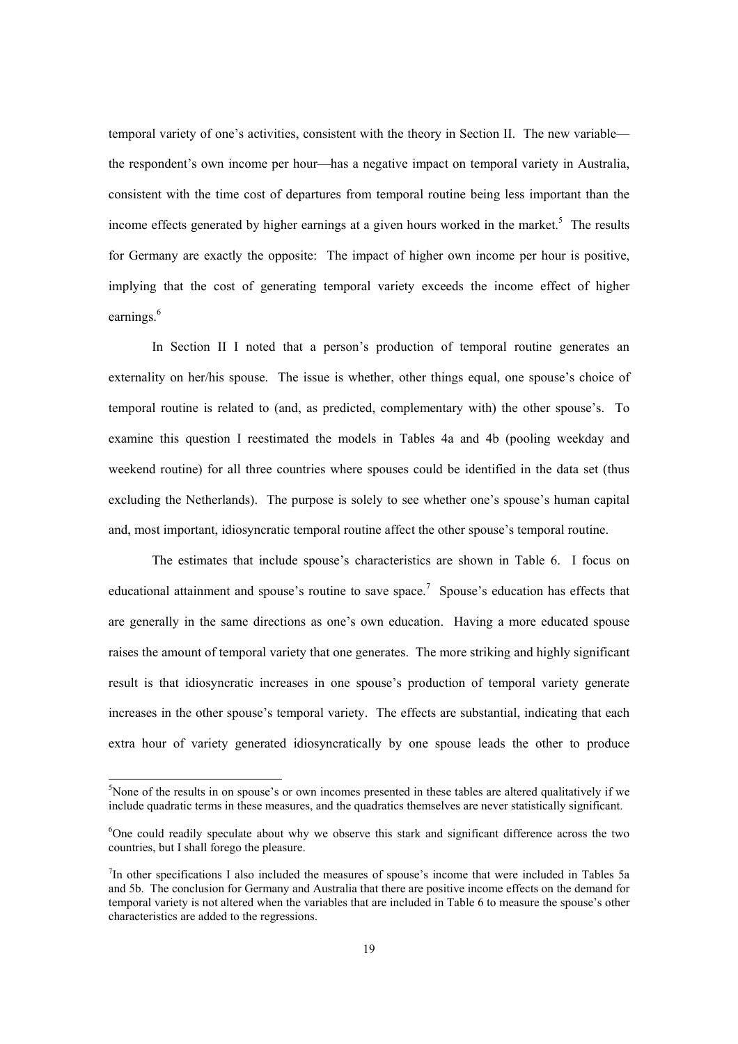temporal variety of one's activities, consistent with the theory in Section II. The new variable—the respondent's own income per hour—has a negative impact on temporal variety in Australia, consistent with the time cost of departures from temporal routine being less important than the income effects generated by higher earnings at a given hours worked in the market.[5] The results for Germany are exactly the opposite: The impact of higher own income per hour is positive, implying that the cost of generating temporal variety exceeds the income effect of higher earnings.[6]

In Section II I noted that a person's production of temporal routine generates an externality on her/his spouse. The issue is whether, other things equal, one spouse's choice of temporal routine is related to (and, as predicted, complementary with) the other spouse's. To examine this question I reestimated the models in Tables 4a and 4b (pooling weekday and weekend routine) for all three countries where spouses could be identified in the data set (thus excluding the Netherlands). The purpose is solely to see whether one's spouse's human capital and, most important, idiosyncratic temporal routine affect the other spouse's temporal routine.

The estimates that include spouse's characteristics are shown in Table 6. I focus on educational attainment and spouse's routine to save space.[7] Spouse's education has effects that are generally in the same directions as one's own education. Having a more educated spouse raises the amount of temporal variety that one generates. The more striking and highly significant result is that idiosyncratic increases in one spouse's production of temporal variety generate increases in the other spouse's temporal variety. The effects are substantial, indicating that each extra hour of variety generated idiosyncratically by one spouse leads the other to produce

---

[5]None of the results in on spouse's or own incomes presented in these tables are altered qualitatively if we include quadratic terms in these measures, and the quadratics themselves are never statistically significant.

[6]One could readily speculate about why we observe this stark and significant difference across the two countries, but I shall forego the pleasure.

[7]In other specifications I also included the measures of spouse's income that were included in Tables 5a and 5b. The conclusion for Germany and Australia that there are positive income effects on the demand for temporal variety is not altered when the variables that are included in Table 6 to measure the spouse's other characteristics are added to the regressions.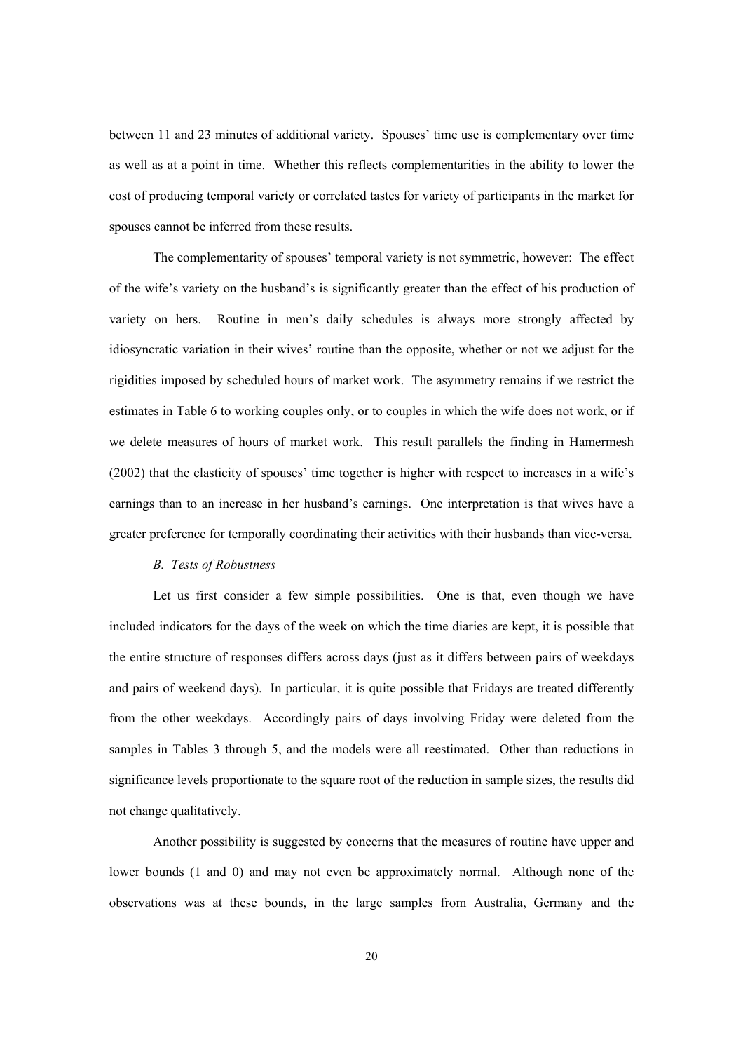between 11 and 23 minutes of additional variety. Spouses' time use is complementary over time as well as at a point in time. Whether this reflects complementarities in the ability to lower the cost of producing temporal variety or correlated tastes for variety of participants in the market for spouses cannot be inferred from these results.

The complementarity of spouses' temporal variety is not symmetric, however: The effect of the wife's variety on the husband's is significantly greater than the effect of his production of variety on hers. Routine in men's daily schedules is always more strongly affected by idiosyncratic variation in their wives' routine than the opposite, whether or not we adjust for the rigidities imposed by scheduled hours of market work. The asymmetry remains if we restrict the estimates in Table 6 to working couples only, or to couples in which the wife does not work, or if we delete measures of hours of market work. This result parallels the finding in Hamermesh (2002) that the elasticity of spouses' time together is higher with respect to increases in a wife's earnings than to an increase in her husband's earnings. One interpretation is that wives have a greater preference for temporally coordinating their activities with their husbands than vice-versa.

### *B. Tests of Robustness*

Let us first consider a few simple possibilities. One is that, even though we have included indicators for the days of the week on which the time diaries are kept, it is possible that the entire structure of responses differs across days (just as it differs between pairs of weekdays and pairs of weekend days). In particular, it is quite possible that Fridays are treated differently from the other weekdays. Accordingly pairs of days involving Friday were deleted from the samples in Tables 3 through 5, and the models were all reestimated. Other than reductions in significance levels proportionate to the square root of the reduction in sample sizes, the results did not change qualitatively.

Another possibility is suggested by concerns that the measures of routine have upper and lower bounds (1 and 0) and may not even be approximately normal. Although none of the observations was at these bounds, in the large samples from Australia, Germany and the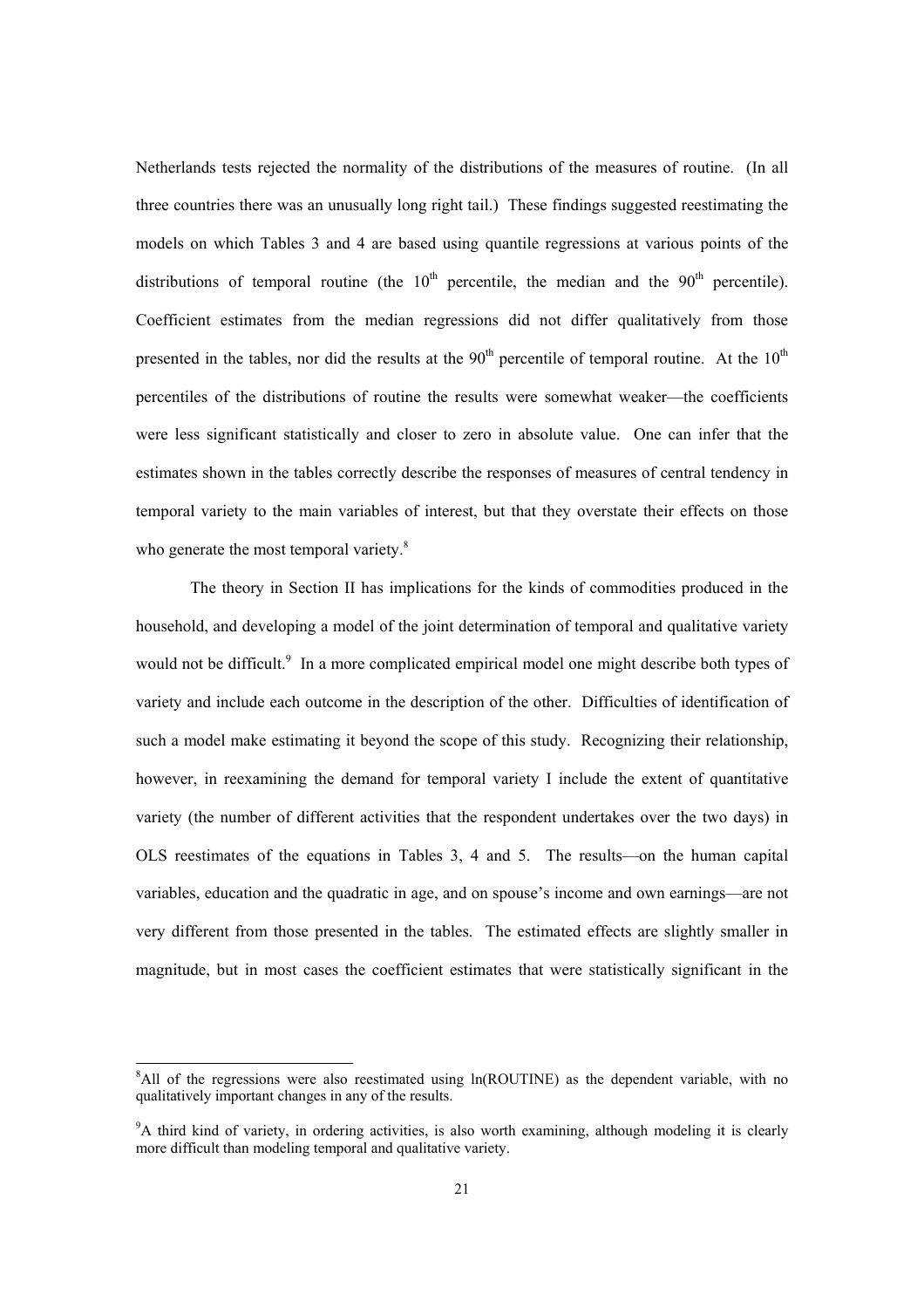Netherlands tests rejected the normality of the distributions of the measures of routine. (In all three countries there was an unusually long right tail.) These findings suggested reestimating the models on which Tables 3 and 4 are based using quantile regressions at various points of the distributions of temporal routine (the 10th percentile, the median and the 90th percentile). Coefficient estimates from the median regressions did not differ qualitatively from those presented in the tables, nor did the results at the 90th percentile of temporal routine. At the 10th percentiles of the distributions of routine the results were somewhat weaker—the coefficients were less significant statistically and closer to zero in absolute value. One can infer that the estimates shown in the tables correctly describe the responses of measures of central tendency in temporal variety to the main variables of interest, but that they overstate their effects on those who generate the most temporal variety.[8]

The theory in Section II has implications for the kinds of commodities produced in the household, and developing a model of the joint determination of temporal and qualitative variety would not be difficult.[9] In a more complicated empirical model one might describe both types of variety and include each outcome in the description of the other. Difficulties of identification of such a model make estimating it beyond the scope of this study. Recognizing their relationship, however, in reexamining the demand for temporal variety I include the extent of quantitative variety (the number of different activities that the respondent undertakes over the two days) in OLS reestimates of the equations in Tables 3, 4 and 5. The results—on the human capital variables, education and the quadratic in age, and on spouse's income and own earnings—are not very different from those presented in the tables. The estimated effects are slightly smaller in magnitude, but in most cases the coefficient estimates that were statistically significant in the

---

[8]All of the regressions were also reestimated using ln(ROUTINE) as the dependent variable, with no qualitatively important changes in any of the results.

[9]A third kind of variety, in ordering activities, is also worth examining, although modeling it is clearly more difficult than modeling temporal and qualitative variety.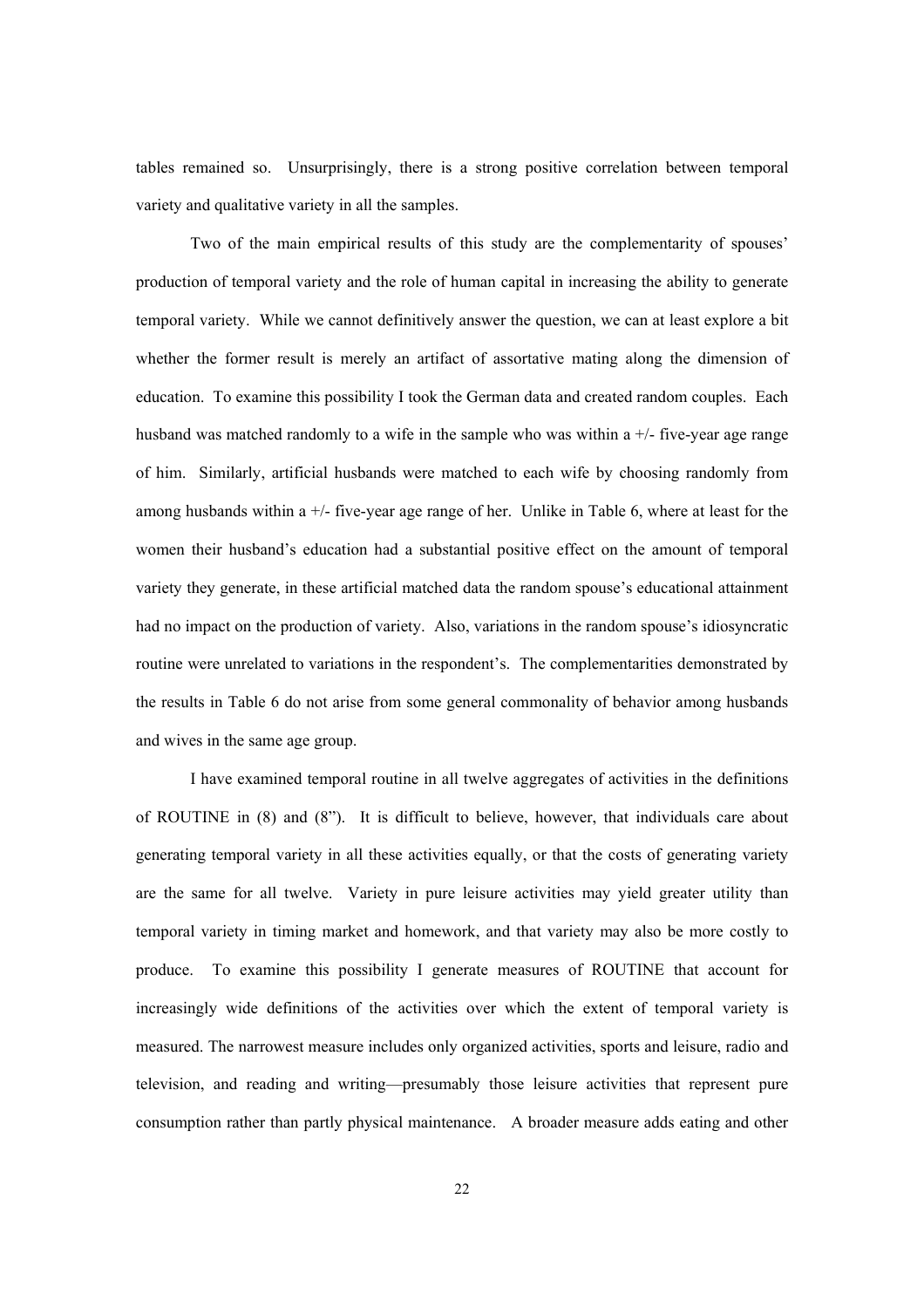tables remained so. Unsurprisingly, there is a strong positive correlation between temporal variety and qualitative variety in all the samples.

Two of the main empirical results of this study are the complementarity of spouses' production of temporal variety and the role of human capital in increasing the ability to generate temporal variety. While we cannot definitively answer the question, we can at least explore a bit whether the former result is merely an artifact of assortative mating along the dimension of education. To examine this possibility I took the German data and created random couples. Each husband was matched randomly to a wife in the sample who was within a +/- five-year age range of him. Similarly, artificial husbands were matched to each wife by choosing randomly from among husbands within a +/- five-year age range of her. Unlike in Table 6, where at least for the women their husband's education had a substantial positive effect on the amount of temporal variety they generate, in these artificial matched data the random spouse's educational attainment had no impact on the production of variety. Also, variations in the random spouse's idiosyncratic routine were unrelated to variations in the respondent's. The complementarities demonstrated by the results in Table 6 do not arise from some general commonality of behavior among husbands and wives in the same age group.

I have examined temporal routine in all twelve aggregates of activities in the definitions of ROUTINE in (8) and (8"). It is difficult to believe, however, that individuals care about generating temporal variety in all these activities equally, or that the costs of generating variety are the same for all twelve. Variety in pure leisure activities may yield greater utility than temporal variety in timing market and homework, and that variety may also be more costly to produce. To examine this possibility I generate measures of ROUTINE that account for increasingly wide definitions of the activities over which the extent of temporal variety is measured. The narrowest measure includes only organized activities, sports and leisure, radio and television, and reading and writing—presumably those leisure activities that represent pure consumption rather than partly physical maintenance. A broader measure adds eating and other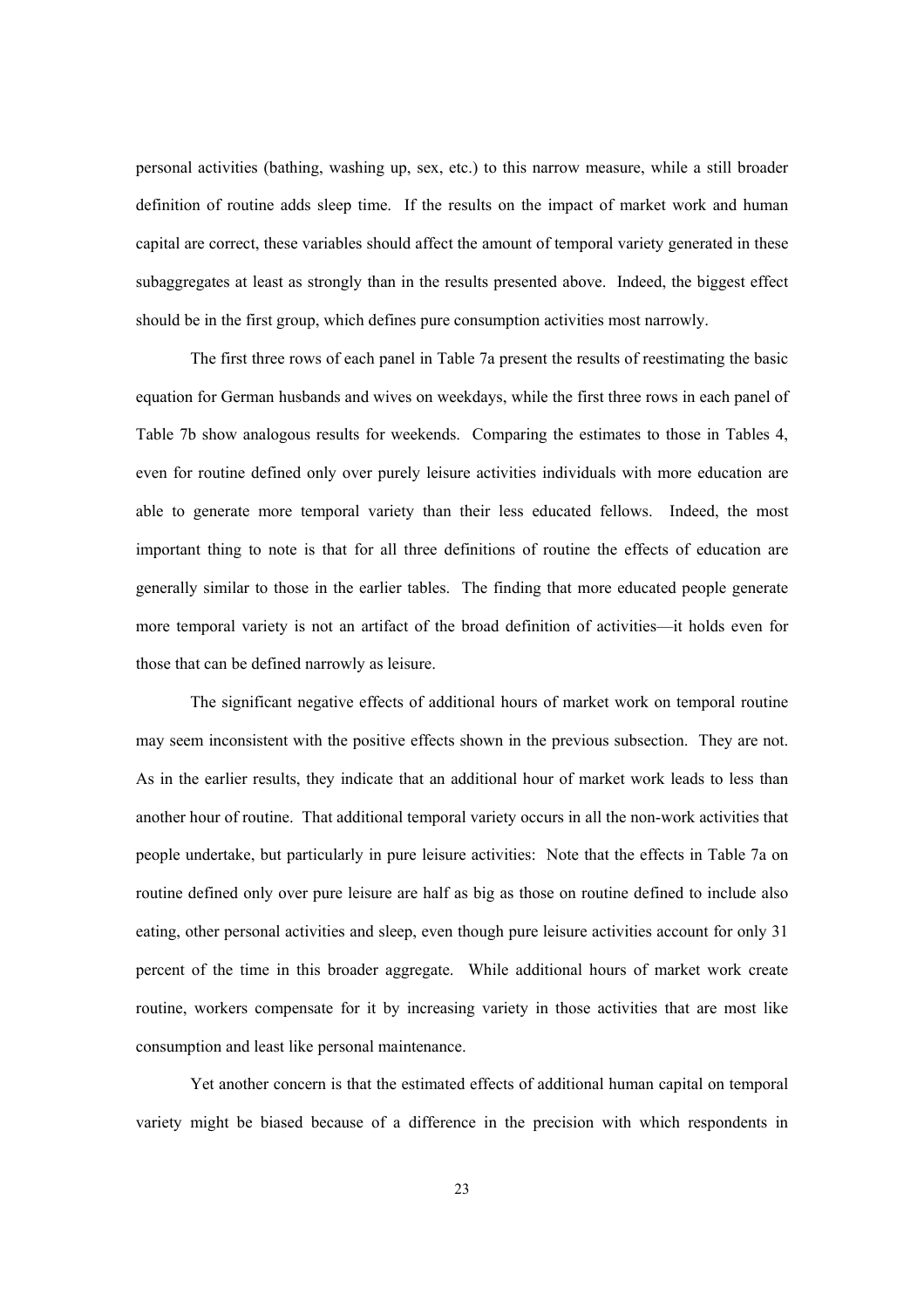personal activities (bathing, washing up, sex, etc.) to this narrow measure, while a still broader definition of routine adds sleep time. If the results on the impact of market work and human capital are correct, these variables should affect the amount of temporal variety generated in these subaggregates at least as strongly than in the results presented above. Indeed, the biggest effect should be in the first group, which defines pure consumption activities most narrowly.

The first three rows of each panel in Table 7a present the results of reestimating the basic equation for German husbands and wives on weekdays, while the first three rows in each panel of Table 7b show analogous results for weekends. Comparing the estimates to those in Tables 4, even for routine defined only over purely leisure activities individuals with more education are able to generate more temporal variety than their less educated fellows. Indeed, the most important thing to note is that for all three definitions of routine the effects of education are generally similar to those in the earlier tables. The finding that more educated people generate more temporal variety is not an artifact of the broad definition of activities—it holds even for those that can be defined narrowly as leisure.

The significant negative effects of additional hours of market work on temporal routine may seem inconsistent with the positive effects shown in the previous subsection. They are not. As in the earlier results, they indicate that an additional hour of market work leads to less than another hour of routine. That additional temporal variety occurs in all the non-work activities that people undertake, but particularly in pure leisure activities: Note that the effects in Table 7a on routine defined only over pure leisure are half as big as those on routine defined to include also eating, other personal activities and sleep, even though pure leisure activities account for only 31 percent of the time in this broader aggregate. While additional hours of market work create routine, workers compensate for it by increasing variety in those activities that are most like consumption and least like personal maintenance.

Yet another concern is that the estimated effects of additional human capital on temporal variety might be biased because of a difference in the precision with which respondents in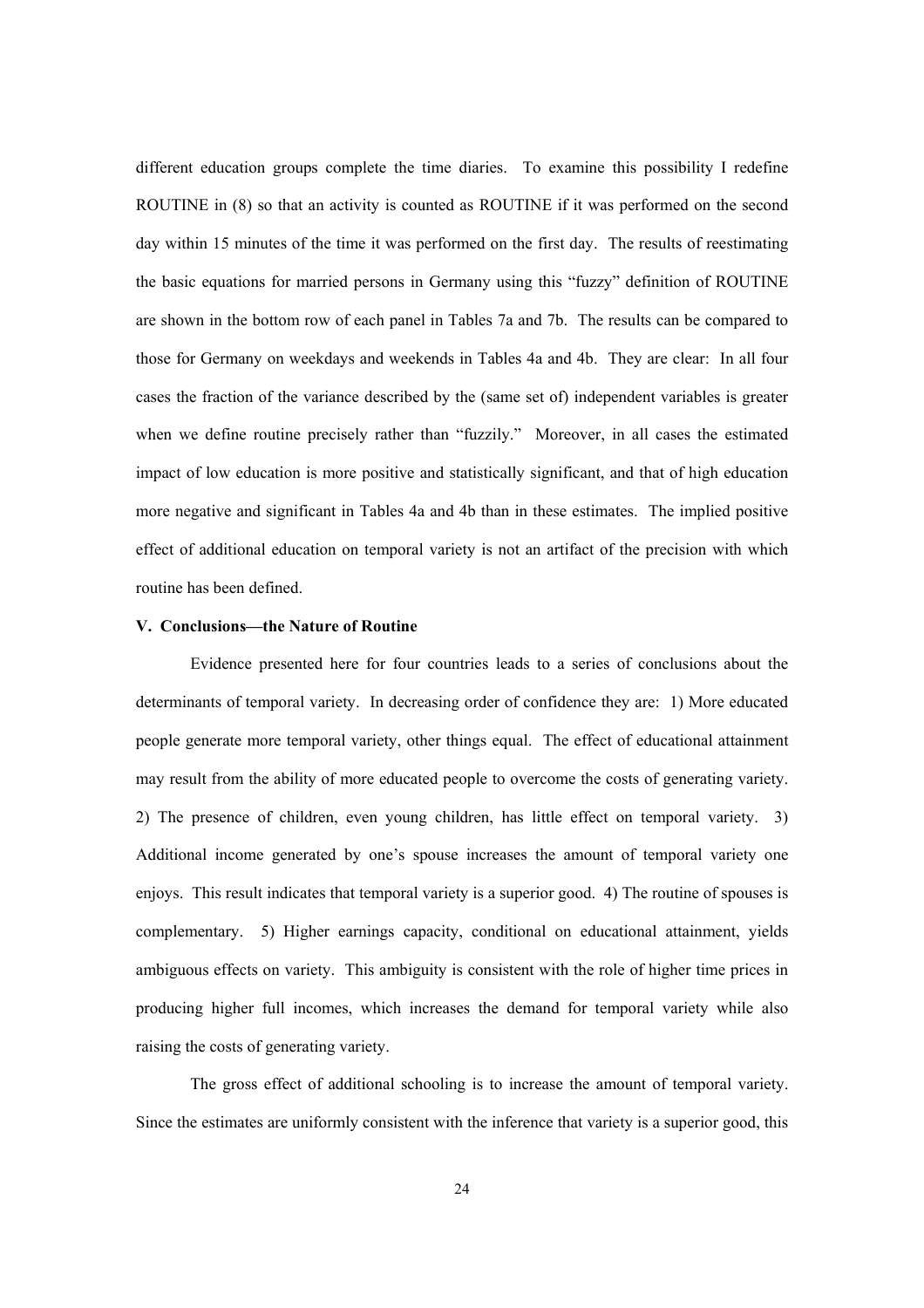different education groups complete the time diaries. To examine this possibility I redefine ROUTINE in (8) so that an activity is counted as ROUTINE if it was performed on the second day within 15 minutes of the time it was performed on the first day. The results of reestimating the basic equations for married persons in Germany using this "fuzzy" definition of ROUTINE are shown in the bottom row of each panel in Tables 7a and 7b. The results can be compared to those for Germany on weekdays and weekends in Tables 4a and 4b. They are clear: In all four cases the fraction of the variance described by the (same set of) independent variables is greater when we define routine precisely rather than "fuzzily." Moreover, in all cases the estimated impact of low education is more positive and statistically significant, and that of high education more negative and significant in Tables 4a and 4b than in these estimates. The implied positive effect of additional education on temporal variety is not an artifact of the precision with which routine has been defined.

### V. Conclusions—the Nature of Routine

Evidence presented here for four countries leads to a series of conclusions about the determinants of temporal variety. In decreasing order of confidence they are: 1) More educated people generate more temporal variety, other things equal. The effect of educational attainment may result from the ability of more educated people to overcome the costs of generating variety. 2) The presence of children, even young children, has little effect on temporal variety. 3) Additional income generated by one's spouse increases the amount of temporal variety one enjoys. This result indicates that temporal variety is a superior good. 4) The routine of spouses is complementary. 5) Higher earnings capacity, conditional on educational attainment, yields ambiguous effects on variety. This ambiguity is consistent with the role of higher time prices in producing higher full incomes, which increases the demand for temporal variety while also raising the costs of generating variety.

The gross effect of additional schooling is to increase the amount of temporal variety. Since the estimates are uniformly consistent with the inference that variety is a superior good, this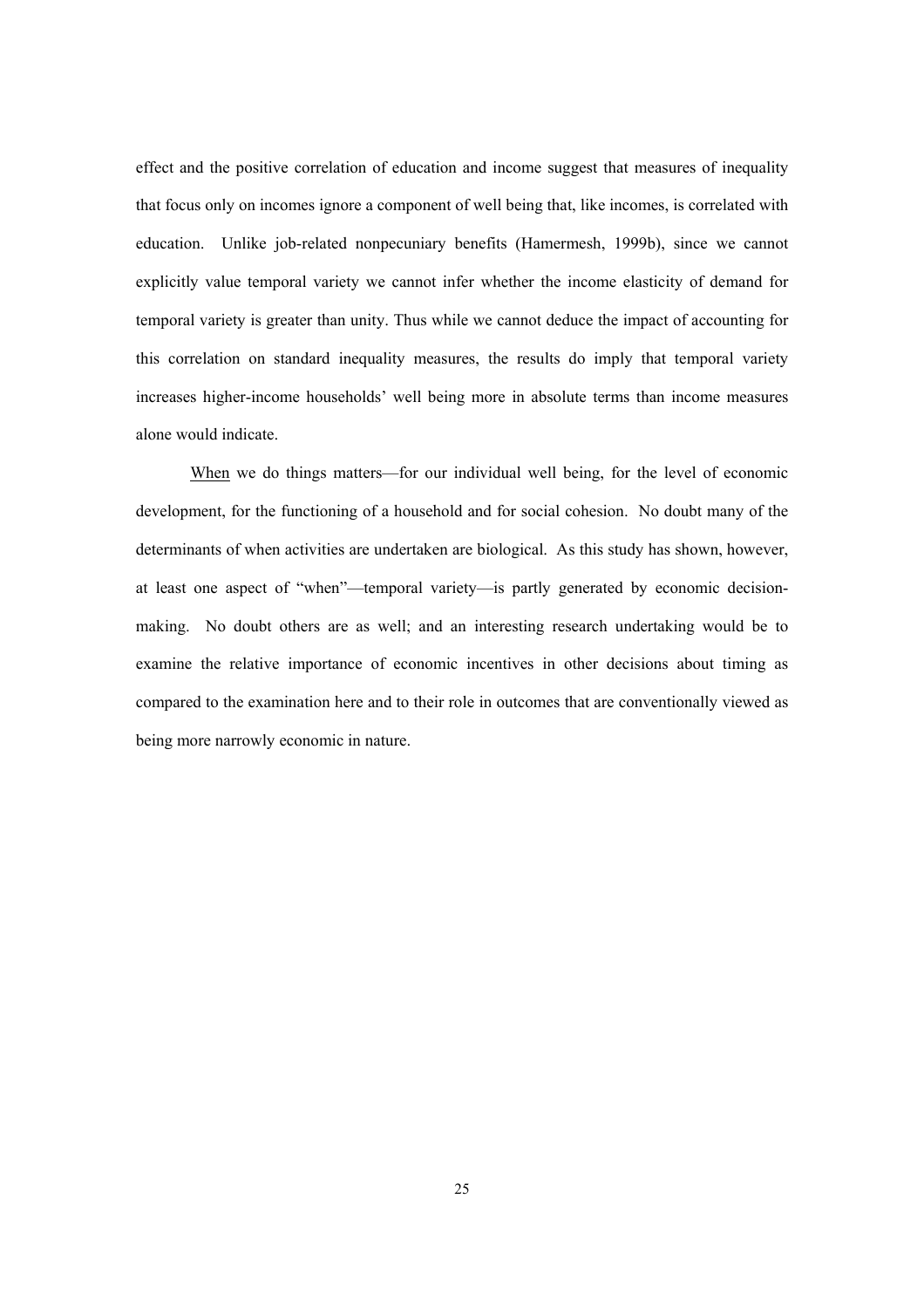effect and the positive correlation of education and income suggest that measures of inequality that focus only on incomes ignore a component of well being that, like incomes, is correlated with education. Unlike job-related nonpecuniary benefits (Hamermesh, 1999b), since we cannot explicitly value temporal variety we cannot infer whether the income elasticity of demand for temporal variety is greater than unity. Thus while we cannot deduce the impact of accounting for this correlation on standard inequality measures, the results do imply that temporal variety increases higher-income households' well being more in absolute terms than income measures alone would indicate.

When we do things matters—for our individual well being, for the level of economic development, for the functioning of a household and for social cohesion. No doubt many of the determinants of when activities are undertaken are biological. As this study has shown, however, at least one aspect of "when"—temporal variety—is partly generated by economic decision-making. No doubt others are as well; and an interesting research undertaking would be to examine the relative importance of economic incentives in other decisions about timing as compared to the examination here and to their role in outcomes that are conventionally viewed as being more narrowly economic in nature.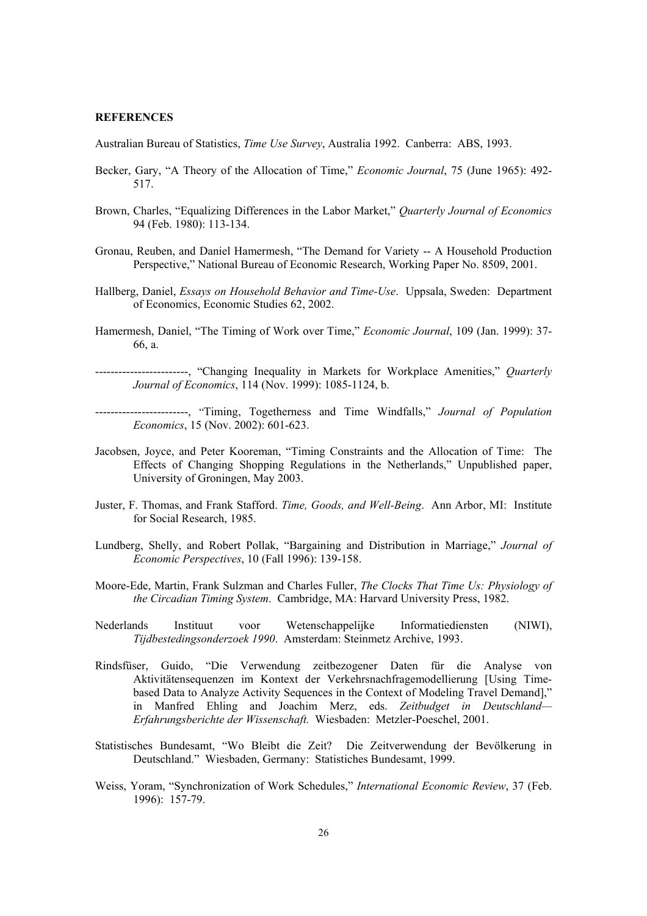**REFERENCES**

Australian Bureau of Statistics, *Time Use Survey*, Australia 1992. Canberra: ABS, 1993.

Becker, Gary, "A Theory of the Allocation of Time," *Economic Journal*, 75 (June 1965): 492-517.

Brown, Charles, "Equalizing Differences in the Labor Market," *Quarterly Journal of Economics* 94 (Feb. 1980): 113-134.

Gronau, Reuben, and Daniel Hamermesh, "The Demand for Variety -- A Household Production Perspective," National Bureau of Economic Research, Working Paper No. 8509, 2001.

Hallberg, Daniel, *Essays on Household Behavior and Time-Use*. Uppsala, Sweden: Department of Economics, Economic Studies 62, 2002.

Hamermesh, Daniel, "The Timing of Work over Time," *Economic Journal*, 109 (Jan. 1999): 37-66, a.

------------------------, "Changing Inequality in Markets for Workplace Amenities," *Quarterly Journal of Economics*, 114 (Nov. 1999): 1085-1124, b.

------------------------, "Timing, Togetherness and Time Windfalls," *Journal of Population Economics*, 15 (Nov. 2002): 601-623.

Jacobsen, Joyce, and Peter Kooreman, "Timing Constraints and the Allocation of Time: The Effects of Changing Shopping Regulations in the Netherlands," Unpublished paper, University of Groningen, May 2003.

Juster, F. Thomas, and Frank Stafford. *Time, Goods, and Well-Being*. Ann Arbor, MI: Institute for Social Research, 1985.

Lundberg, Shelly, and Robert Pollak, "Bargaining and Distribution in Marriage," *Journal of Economic Perspectives*, 10 (Fall 1996): 139-158.

Moore-Ede, Martin, Frank Sulzman and Charles Fuller, *The Clocks That Time Us: Physiology of the Circadian Timing System*. Cambridge, MA: Harvard University Press, 1982.

Nederlands Instituut voor Wetenschappelijke Informatiediensten (NIWI), *Tijdbestedingsonderzoek 1990*. Amsterdam: Steinmetz Archive, 1993.

Rindsfüser, Guido, "Die Verwendung zeitbezogener Daten für die Analyse von Aktivitätensequenzen im Kontext der Verkehrsnachfragemodellierung [Using Time-based Data to Analyze Activity Sequences in the Context of Modeling Travel Demand]," in Manfred Ehling and Joachim Merz, eds. *Zeitbudget in Deutschland—Erfahrungsberichte der Wissenschaft.* Wiesbaden: Metzler-Poeschel, 2001.

Statistisches Bundesamt, "Wo Bleibt die Zeit? Die Zeitverwendung der Bevölkerung in Deutschland." Wiesbaden, Germany: Statistiches Bundesamt, 1999.

Weiss, Yoram, "Synchronization of Work Schedules," *International Economic Review*, 37 (Feb. 1996): 157-79.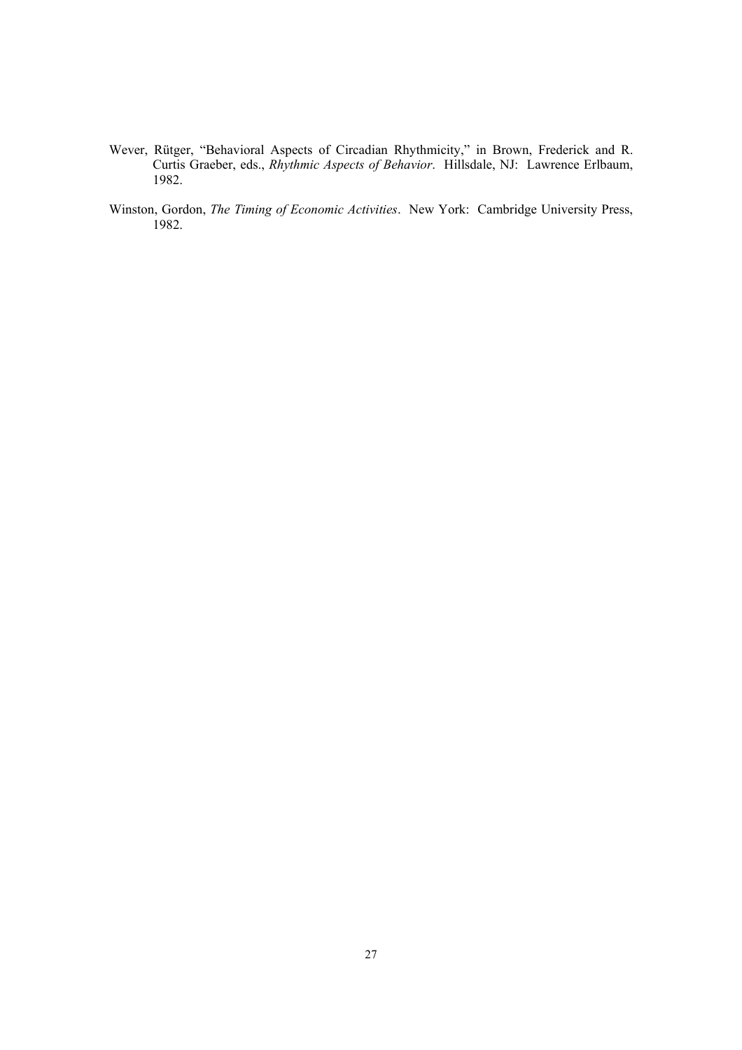Wever, Rütger, "Behavioral Aspects of Circadian Rhythmicity," in Brown, Frederick and R. Curtis Graeber, eds., *Rhythmic Aspects of Behavior*. Hillsdale, NJ: Lawrence Erlbaum, 1982.

Winston, Gordon, *The Timing of Economic Activities*. New York: Cambridge University Press, 1982.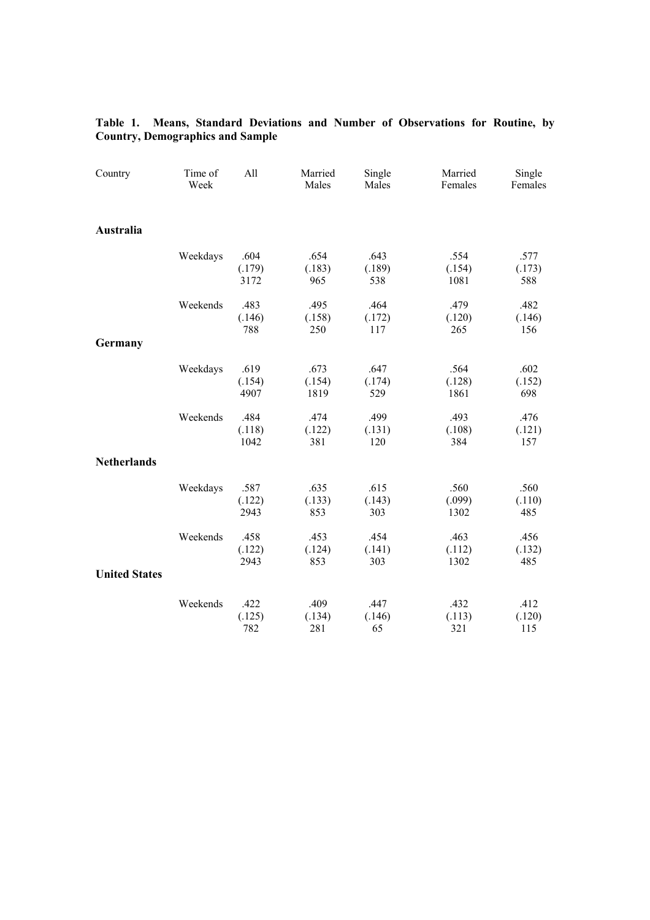**Table 1. Means, Standard Deviations and Number of Observations for Routine, by Country, Demographics and Sample**

| Country | Time of Week | All | Married Males | Single Males | Married Females | Single Females |
|---|---|---|---|---|---|---|
| **Australia** | | | | | | |
| | Weekdays | .604 | .654 | .643 | .554 | .577 |
| | | (.179) | (.183) | (.189) | (.154) | (.173) |
| | | 3172 | 965 | 538 | 1081 | 588 |
| | Weekends | .483 | .495 | .464 | .479 | .482 |
| | | (.146) | (.158) | (.172) | (.120) | (.146) |
| | | 788 | 250 | 117 | 265 | 156 |
| **Germany** | | | | | | |
| | Weekdays | .619 | .673 | .647 | .564 | .602 |
| | | (.154) | (.154) | (.174) | (.128) | (.152) |
| | | 4907 | 1819 | 529 | 1861 | 698 |
| | Weekends | .484 | .474 | .499 | .493 | .476 |
| | | (.118) | (.122) | (.131) | (.108) | (.121) |
| | | 1042 | 381 | 120 | 384 | 157 |
| **Netherlands** | | | | | | |
| | Weekdays | .587 | .635 | .615 | .560 | .560 |
| | | (.122) | (.133) | (.143) | (.099) | (.110) |
| | | 2943 | 853 | 303 | 1302 | 485 |
| | Weekends | .458 | .453 | .454 | .463 | .456 |
| | | (.122) | (.124) | (.141) | (.112) | (.132) |
| | | 2943 | 853 | 303 | 1302 | 485 |
| **United States** | | | | | | |
| | Weekends | .422 | .409 | .447 | .432 | .412 |
| | | (.125) | (.134) | (.146) | (.113) | (.120) |
| | | 782 | 281 | 65 | 321 | 115 |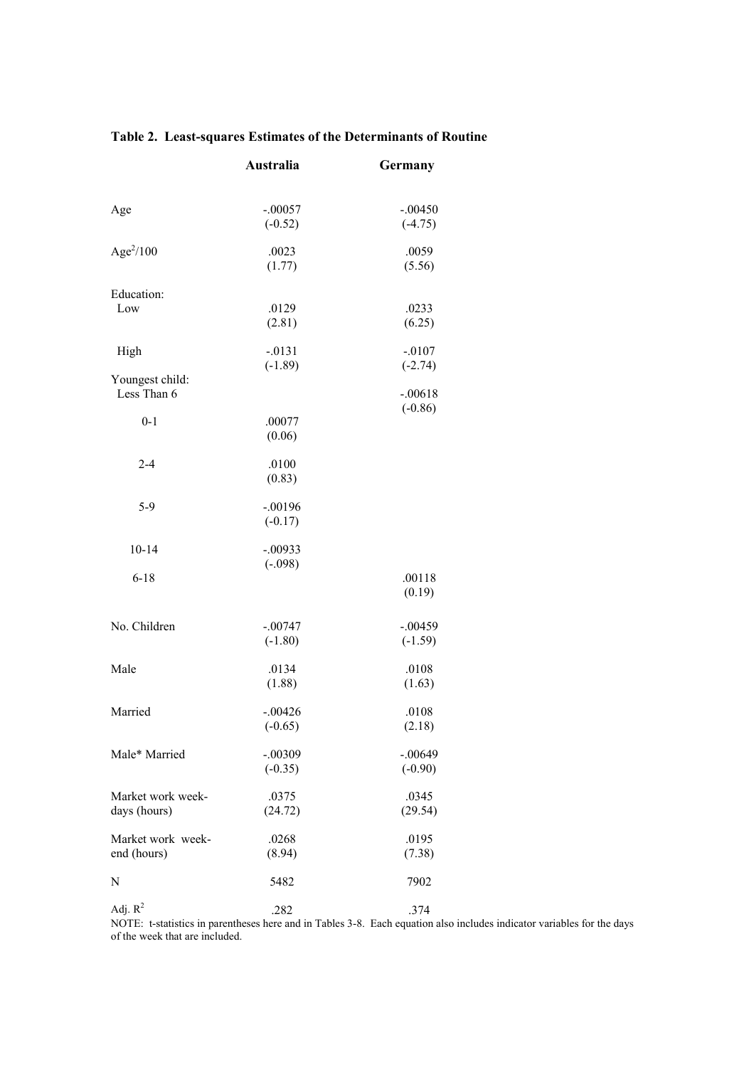**Table 2. Least-squares Estimates of the Determinants of Routine**

| | Australia | Germany |
|---|---|---|
| Age | -.00057<br>(-0.52) | -.00450<br>(-4.75) |
| $Age^2/100$ | .0023<br>(1.77) | .0059<br>(5.56) |
| Education: | | |
| Low | .0129<br>(2.81) | .0233<br>(6.25) |
| High | -.0131<br>(-1.89) | -.0107<br>(-2.74) |
| Youngest child: | | |
| Less Than 6 | | -.00618<br>(-0.86) |
| 0-1 | .00077<br>(0.06) | |
| 2-4 | .0100<br>(0.83) | |
| 5-9 | -.00196<br>(-0.17) | |
| 10-14 | -.00933<br>(-.098) | |
| 6-18 | | .00118<br>(0.19) |
| No. Children | -.00747<br>(-1.80) | -.00459<br>(-1.59) |
| Male | .0134<br>(1.88) | .0108<br>(1.63) |
| Married | -.00426<br>(-0.65) | .0108<br>(2.18) |
| Male* Married | -.00309<br>(-0.35) | -.00649<br>(-0.90) |
| Market work week-days (hours) | .0375<br>(24.72) | .0345<br>(29.54) |
| Market work week-end (hours) | .0268<br>(8.94) | .0195<br>(7.38) |
| N | 5482 | 7902 |
| Adj. $R^2$ | .282 | .374 |

NOTE: t-statistics in parentheses here and in Tables 3-8. Each equation also includes indicator variables for the days of the week that are included.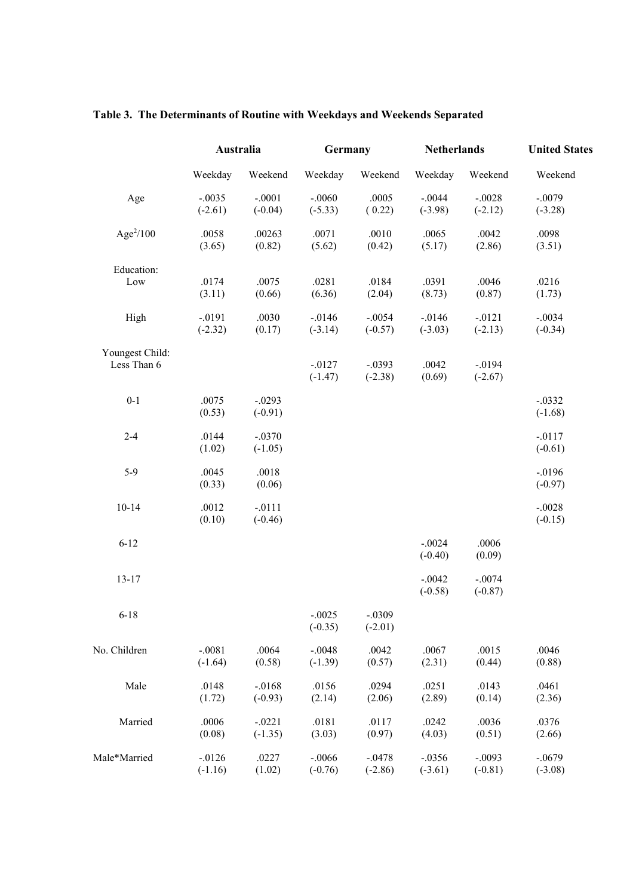**Table 3. The Determinants of Routine with Weekdays and Weekends Separated**

| | Australia | | Germany | | Netherlands | | United States |
|---|---|---|---|---|---|---|---|
| | Weekday | Weekend | Weekday | Weekend | Weekday | Weekend | Weekend |
| Age | -.0035 | -.0001 | -.0060 | .0005 | -.0044 | -.0028 | -.0079 |
| | (-2.61) | (-0.04) | (-5.33) | ( 0.22) | (-3.98) | (-2.12) | (-3.28) |
| $Age^2/100$ | .0058 | .00263 | .0071 | .0010 | .0065 | .0042 | .0098 |
| | (3.65) | (0.82) | (5.62) | (0.42) | (5.17) | (2.86) | (3.51) |
| Education: | | | | | | | |
| Low | .0174 | .0075 | .0281 | .0184 | .0391 | .0046 | .0216 |
| | (3.11) | (0.66) | (6.36) | (2.04) | (8.73) | (0.87) | (1.73) |
| High | -.0191 | .0030 | -.0146 | -.0054 | -.0146 | -.0121 | -.0034 |
| | (-2.32) | (0.17) | (-3.14) | (-0.57) | (-3.03) | (-2.13) | (-0.34) |
| Youngest Child: Less Than 6 | | | -.0127 | -.0393 | .0042 | -.0194 | |
| | | | (-1.47) | (-2.38) | (0.69) | (-2.67) | |
| 0-1 | .0075 | -.0293 | | | | | -.0332 |
| | (0.53) | (-0.91) | | | | | (-1.68) |
| 2-4 | .0144 | -.0370 | | | | | -.0117 |
| | (1.02) | (-1.05) | | | | | (-0.61) |
| 5-9 | .0045 | .0018 | | | | | -.0196 |
| | (0.33) | (0.06) | | | | | (-0.97) |
| 10-14 | .0012 | -.0111 | | | | | -.0028 |
| | (0.10) | (-0.46) | | | | | (-0.15) |
| 6-12 | | | | | -.0024 | .0006 | |
| | | | | | (-0.40) | (0.09) | |
| 13-17 | | | | | -.0042 | -.0074 | |
| | | | | | (-0.58) | (-0.87) | |
| 6-18 | | | -.0025 | -.0309 | | | |
| | | | (-0.35) | (-2.01) | | | |
| No. Children | -.0081 | .0064 | -.0048 | .0042 | .0067 | .0015 | .0046 |
| | (-1.64) | (0.58) | (-1.39) | (0.57) | (2.31) | (0.44) | (0.88) |
| Male | .0148 | -.0168 | .0156 | .0294 | .0251 | .0143 | .0461 |
| | (1.72) | (-0.93) | (2.14) | (2.06) | (2.89) | (0.14) | (2.36) |
| Married | .0006 | -.0221 | .0181 | .0117 | .0242 | .0036 | .0376 |
| | (0.08) | (-1.35) | (3.03) | (0.97) | (4.03) | (0.51) | (2.66) |
| Male*Married | -.0126 | .0227 | -.0066 | -.0478 | -.0356 | -.0093 | -.0679 |
| | (-1.16) | (1.02) | (-0.76) | (-2.86) | (-3.61) | (-0.81) | (-3.08) |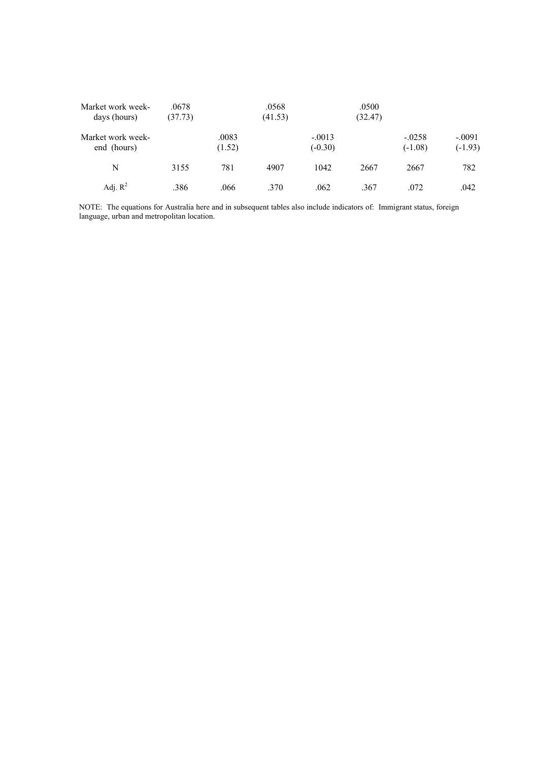| | | | | | | | |
|---|---|---|---|---|---|---|---|
| Market work week-days (hours) | .0678<br>(37.73) | | .0568<br>(41.53) | | .0500<br>(32.47) | | |
| Market work week-end (hours) | | .0083<br>(1.52) | | -.0013<br>(-0.30) | | -.0258<br>(-1.08) | -.0091<br>(-1.93) |
| N | 3155 | 781 | 4907 | 1042 | 2667 | 2667 | 782 |
| Adj. $R^2$ | .386 | .066 | .370 | .062 | .367 | .072 | .042 |

NOTE: The equations for Australia here and in subsequent tables also include indicators of: Immigrant status, foreign language, urban and metropolitan location.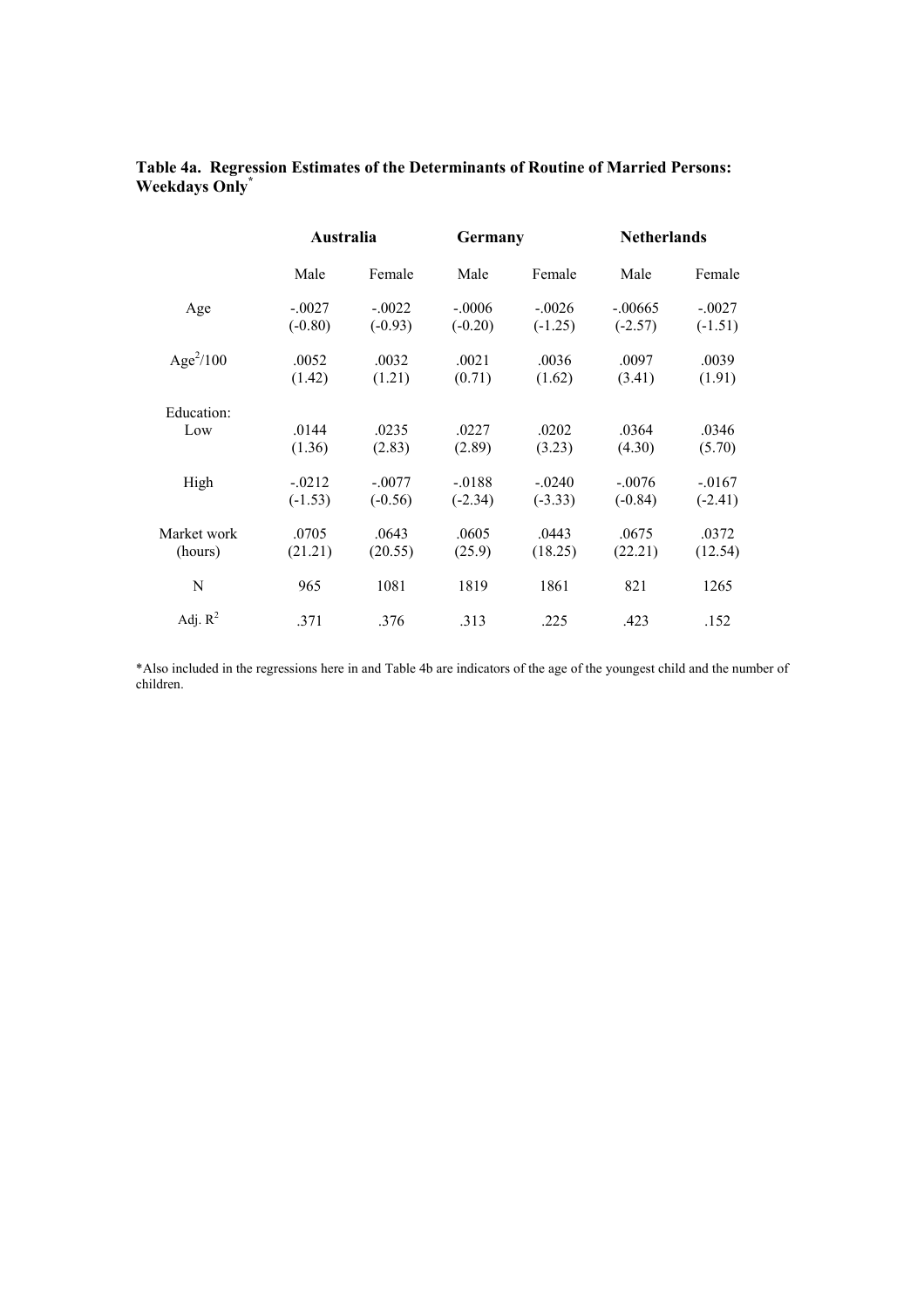**Table 4a. Regression Estimates of the Determinants of Routine of Married Persons: Weekdays Only[*]**

| | Australia | | Germany | | Netherlands | |
|---|---|---|---|---|---|---|
| | Male | Female | Male | Female | Male | Female |
| Age | -.0027 | -.0022 | -.0006 | -.0026 | -.00665 | -.0027 |
| | (-0.80) | (-0.93) | (-0.20) | (-1.25) | (-2.57) | (-1.51) |
| $Age^2/100$ | .0052 | .0032 | .0021 | .0036 | .0097 | .0039 |
| | (1.42) | (1.21) | (0.71) | (1.62) | (3.41) | (1.91) |
| Education: | | | | | | |
| Low | .0144 | .0235 | .0227 | .0202 | .0364 | .0346 |
| | (1.36) | (2.83) | (2.89) | (3.23) | (4.30) | (5.70) |
| High | -.0212 | -.0077 | -.0188 | -.0240 | -.0076 | -.0167 |
| | (-1.53) | (-0.56) | (-2.34) | (-3.33) | (-0.84) | (-2.41) |
| Market work | .0705 | .0643 | .0605 | .0443 | .0675 | .0372 |
| (hours) | (21.21) | (20.55) | (25.9) | (18.25) | (22.21) | (12.54) |
| N | 965 | 1081 | 1819 | 1861 | 821 | 1265 |
| Adj. $R^2$ | .371 | .376 | .313 | .225 | .423 | .152 |

*Also included in the regressions here in and Table 4b are indicators of the age of the youngest child and the number of children.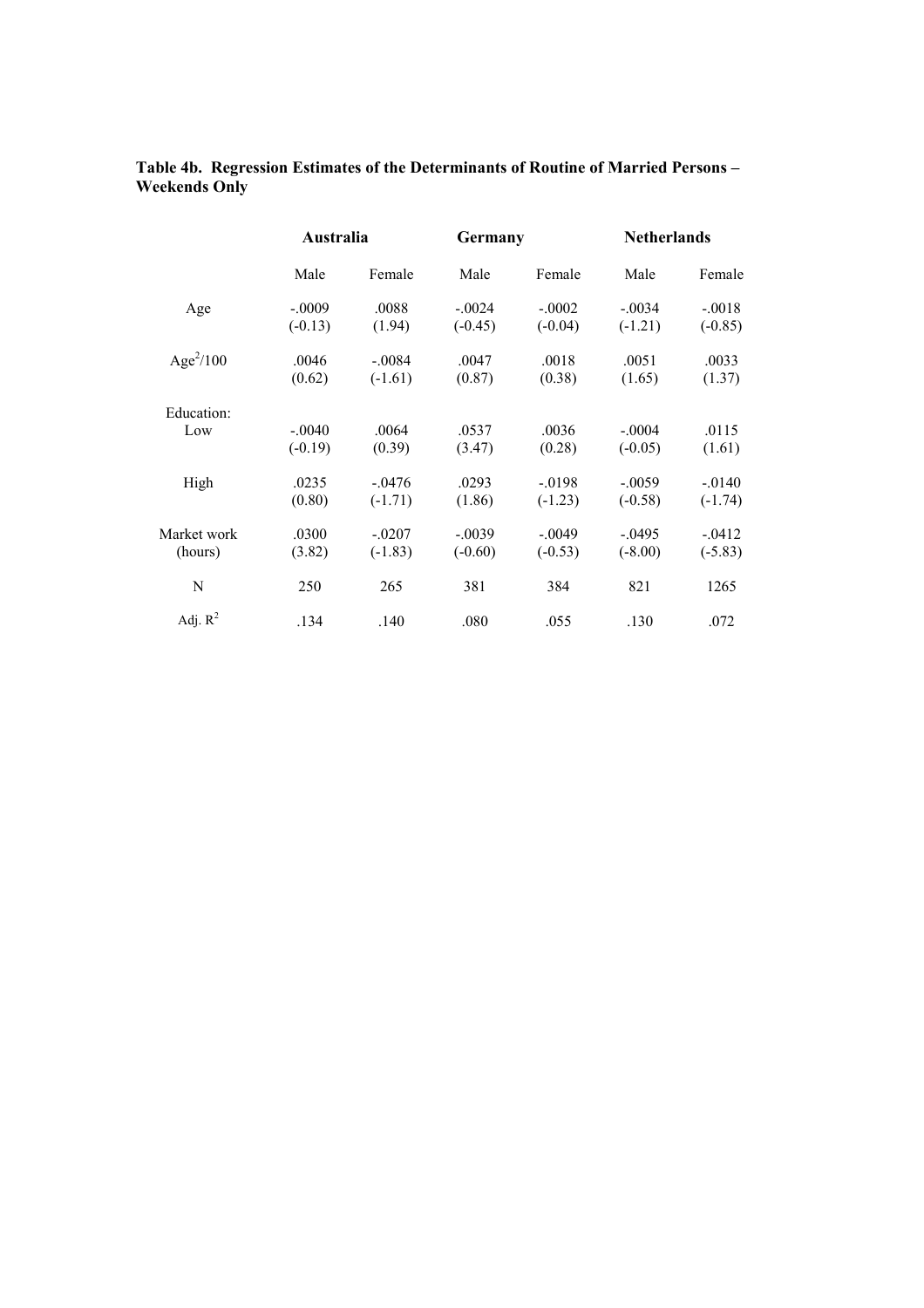**Table 4b. Regression Estimates of the Determinants of Routine of Married Persons – Weekends Only**

| | Australia | | Germany | | Netherlands | |
|---|---|---|---|---|---|---|
| | Male | Female | Male | Female | Male | Female |
| Age | -.0009 | .0088 | -.0024 | -.0002 | -.0034 | -.0018 |
| | (-0.13) | (1.94) | (-0.45) | (-0.04) | (-1.21) | (-0.85) |
| $Age^2/100$ | .0046 | -.0084 | .0047 | .0018 | .0051 | .0033 |
| | (0.62) | (-1.61) | (0.87) | (0.38) | (1.65) | (1.37) |
| Education: | | | | | | |
| Low | -.0040 | .0064 | .0537 | .0036 | -.0004 | .0115 |
| | (-0.19) | (0.39) | (3.47) | (0.28) | (-0.05) | (1.61) |
| High | .0235 | -.0476 | .0293 | -.0198 | -.0059 | -.0140 |
| | (0.80) | (-1.71) | (1.86) | (-1.23) | (-0.58) | (-1.74) |
| Market work | .0300 | -.0207 | -.0039 | -.0049 | -.0495 | -.0412 |
| (hours) | (3.82) | (-1.83) | (-0.60) | (-0.53) | (-8.00) | (-5.83) |
| N | 250 | 265 | 381 | 384 | 821 | 1265 |
| Adj. $R^2$ | .134 | .140 | .080 | .055 | .130 | .072 |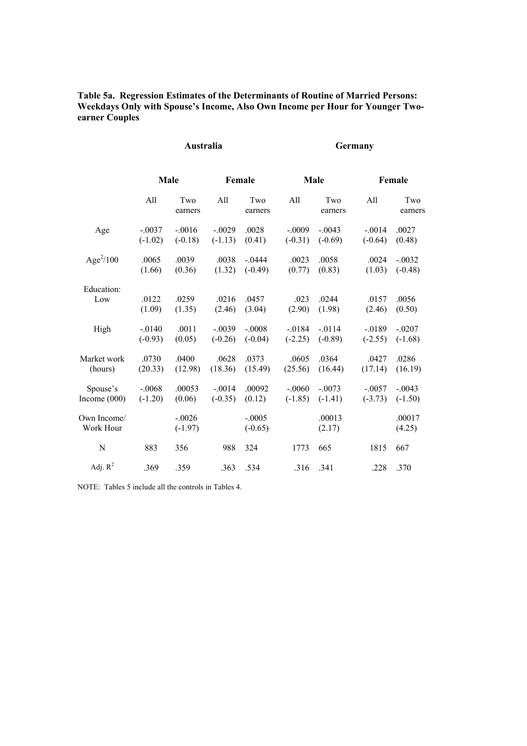**Table 5a. Regression Estimates of the Determinants of Routine of Married Persons: Weekdays Only with Spouse's Income, Also Own Income per Hour for Younger Two-earner Couples**

| | Australia | | | | Germany | | | |
|---|---|---|---|---|---|---|---|---|
| | Male | | Female | | Male | | Female | |
| | All | Two earners | All | Two earners | All | Two earners | All | Two earners |
| Age | -.0037 (-1.02) | -.0016 (-0.18) | -.0029 (-1.13) | .0028 (0.41) | -.0009 (-0.31) | -.0043 (-0.69) | -.0014 (-0.64) | .0027 (0.48) |
| $Age^2/100$ | .0065 (1.66) | .0039 (0.36) | .0038 (1.32) | -.0444 (-0.49) | .0023 (0.77) | .0058 (0.83) | .0024 (1.03) | -.0032 (-0.48) |
| Education: Low | .0122 (1.09) | .0259 (1.35) | .0216 (2.46) | .0457 (3.04) | .023 (2.90) | .0244 (1.98) | .0157 (2.46) | .0056 (0.50) |
| High | -.0140 (-0.93) | .0011 (0.05) | -.0039 (-0.26) | -.0008 (-0.04) | -.0184 (-2.25) | -.0114 (-0.89) | -.0189 (-2.55) | -.0207 (-1.68) |
| Market work (hours) | .0730 (20.33) | .0400 (12.98) | .0628 (18.36) | .0373 (15.49) | .0605 (25.56) | .0364 (16.44) | .0427 (17.14) | .0286 (16.19) |
| Spouse's Income (000) | -.0068 (-1.20) | .00053 (0.06) | -.0014 (-0.35) | .00092 (0.12) | -.0060 (-1.85) | -.0073 (-1.41) | -.0057 (-3.73) | -.0043 (-1.50) |
| Own Income/ Work Hour | | -.0026 (-1.97) | | -.0005 (-0.65) | | .00013 (2.17) | | .00017 (4.25) |
| N | 883 | 356 | 988 | 324 | 1773 | 665 | 1815 | 667 |
| Adj. $R^2$ | .369 | .359 | .363 | .534 | .316 | .341 | .228 | .370 |

NOTE: Tables 5 include all the controls in Tables 4.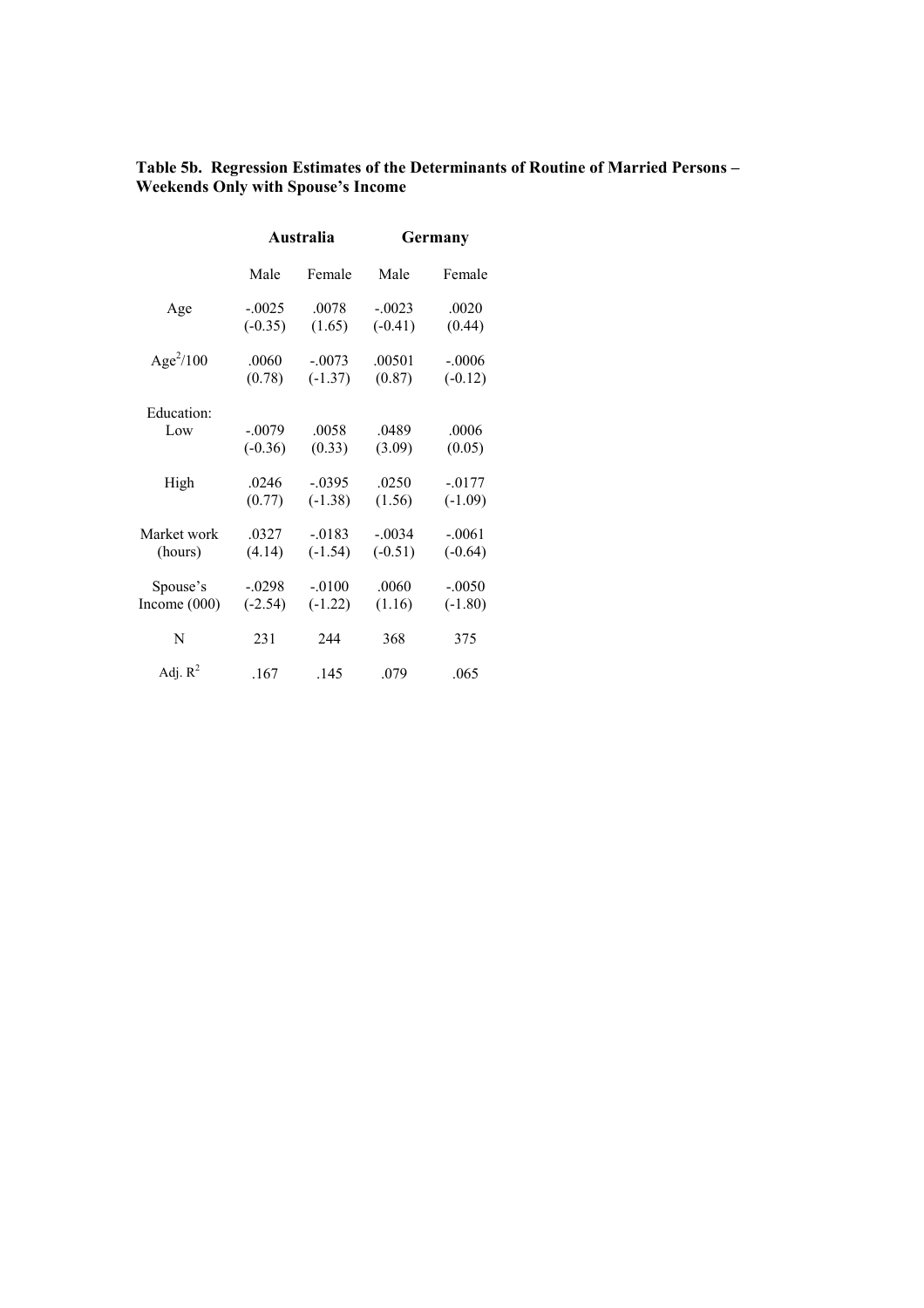**Table 5b. Regression Estimates of the Determinants of Routine of Married Persons – Weekends Only with Spouse's Income**

| | Australia | | Germany | |
|---|---|---|---|---|
| | Male | Female | Male | Female |
| Age | -.0025 | .0078 | -.0023 | .0020 |
| | (-0.35) | (1.65) | (-0.41) | (0.44) |
| $Age^2/100$ | .0060 | -.0073 | .00501 | -.0006 |
| | (0.78) | (-1.37) | (0.87) | (-0.12) |
| Education: | | | | |
| Low | -.0079 | .0058 | .0489 | .0006 |
| | (-0.36) | (0.33) | (3.09) | (0.05) |
| High | .0246 | -.0395 | .0250 | -.0177 |
| | (0.77) | (-1.38) | (1.56) | (-1.09) |
| Market work (hours) | .0327 | -.0183 | -.0034 | -.0061 |
| | (4.14) | (-1.54) | (-0.51) | (-0.64) |
| Spouse's Income (000) | -.0298 | -.0100 | .0060 | -.0050 |
| | (-2.54) | (-1.22) | (1.16) | (-1.80) |
| N | 231 | 244 | 368 | 375 |
| Adj. $R^2$ | .167 | .145 | .079 | .065 |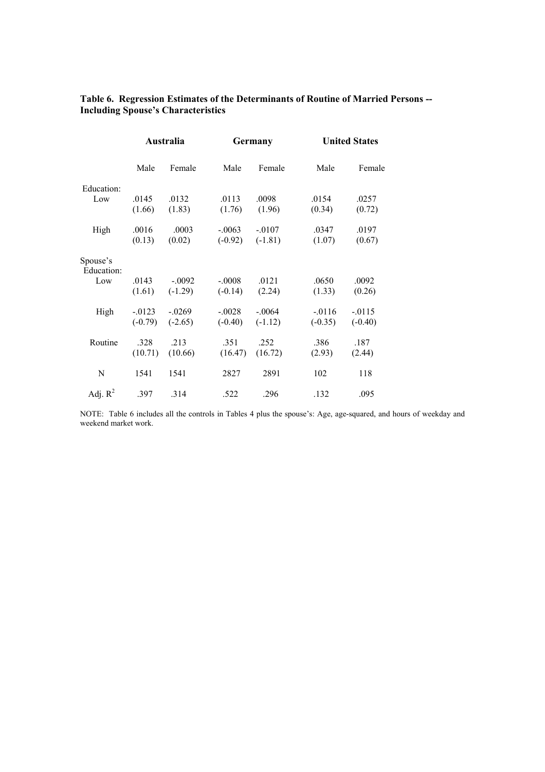**Table 6. Regression Estimates of the Determinants of Routine of Married Persons -- Including Spouse's Characteristics**

| | Australia | | Germany | | United States | |
|---|---|---|---|---|---|---|
| | Male | Female | Male | Female | Male | Female |
| Education: | | | | | | |
| Low | .0145 | .0132 | .0113 | .0098 | .0154 | .0257 |
| | (1.66) | (1.83) | (1.76) | (1.96) | (0.34) | (0.72) |
| High | .0016 | .0003 | -.0063 | -.0107 | .0347 | .0197 |
| | (0.13) | (0.02) | (-0.92) | (-1.81) | (1.07) | (0.67) |
| Spouse's Education: | | | | | | |
| Low | .0143 | -.0092 | -.0008 | .0121 | .0650 | .0092 |
| | (1.61) | (-1.29) | (-0.14) | (2.24) | (1.33) | (0.26) |
| High | -.0123 | -.0269 | -.0028 | -.0064 | -.0116 | -.0115 |
| | (-0.79) | (-2.65) | (-0.40) | (-1.12) | (-0.35) | (-0.40) |
| Routine | .328 | .213 | .351 | .252 | .386 | .187 |
| | (10.71) | (10.66) | (16.47) | (16.72) | (2.93) | (2.44) |
| N | 1541 | 1541 | 2827 | 2891 | 102 | 118 |
| Adj. $R^2$ | .397 | .314 | .522 | .296 | .132 | .095 |

NOTE: Table 6 includes all the controls in Tables 4 plus the spouse's: Age, age-squared, and hours of weekday and weekend market work.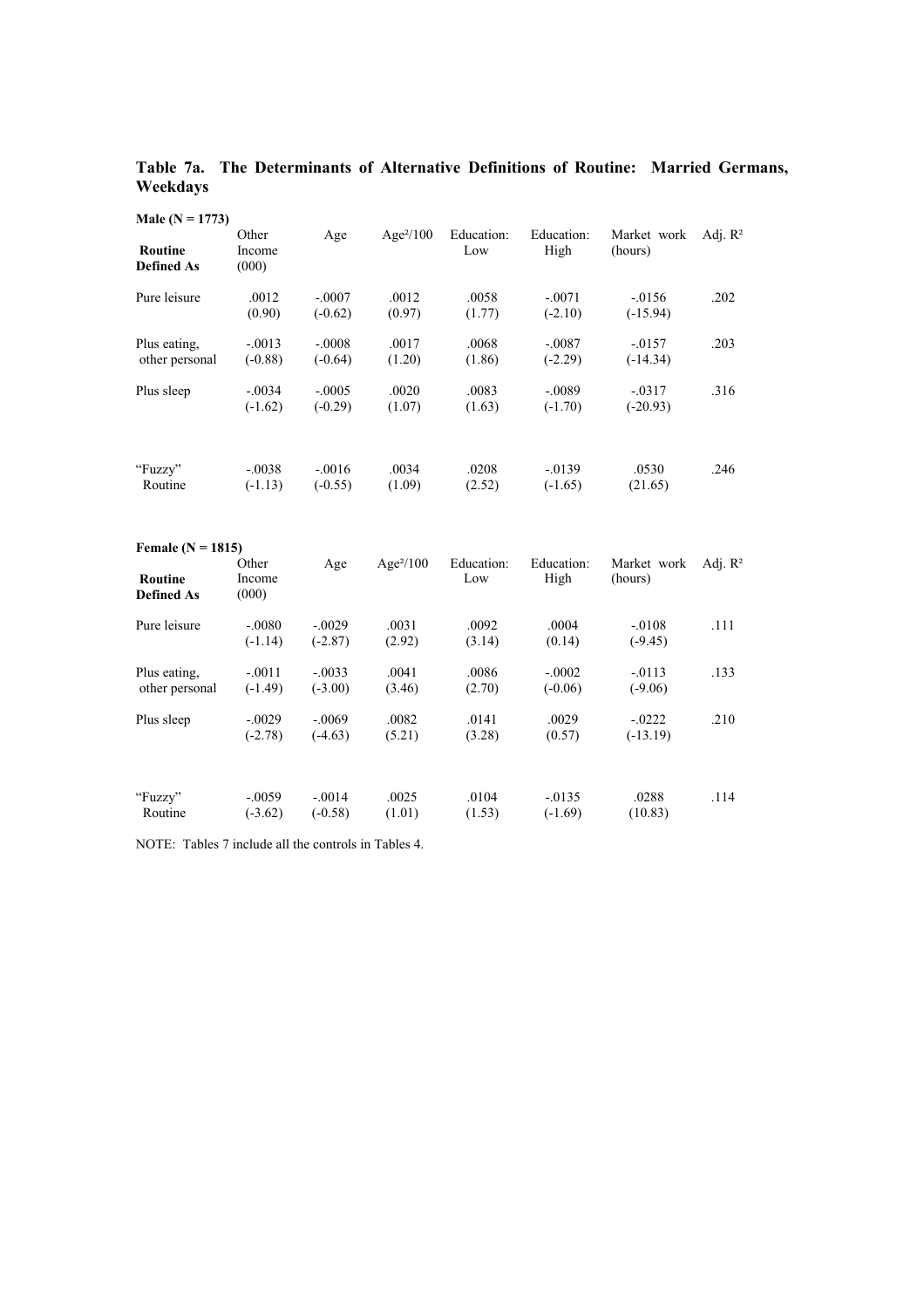**Table 7a. The Determinants of Alternative Definitions of Routine: Married Germans, Weekdays**

**Male (N = 1773)**

| **Routine Defined As** | Other Income (000) | Age | Age²/100 | Education: Low | Education: High | Market work (hours) | Adj. $R^2$ |
|---|---|---|---|---|---|---|---|
| Pure leisure | .0012 | -.0007 | .0012 | .0058 | -.0071 | -.0156 | .202 |
| | (0.90) | (-0.62) | (0.97) | (1.77) | (-2.10) | (-15.94) | |
| Plus eating, other personal | -.0013 | -.0008 | .0017 | .0068 | -.0087 | -.0157 | .203 |
| | (-0.88) | (-0.64) | (1.20) | (1.86) | (-2.29) | (-14.34) | |
| Plus sleep | -.0034 | -.0005 | .0020 | .0083 | -.0089 | -.0317 | .316 |
| | (-1.62) | (-0.29) | (1.07) | (1.63) | (-1.70) | (-20.93) | |
| "Fuzzy" Routine | -.0038 | -.0016 | .0034 | .0208 | -.0139 | .0530 | .246 |
| | (-1.13) | (-0.55) | (1.09) | (2.52) | (-1.65) | (21.65) | |

**Female (N = 1815)**

| **Routine Defined As** | Other Income (000) | Age | Age²/100 | Education: Low | Education: High | Market work (hours) | Adj. $R^2$ |
|---|---|---|---|---|---|---|---|
| Pure leisure | -.0080 | -.0029 | .0031 | .0092 | .0004 | -.0108 | .111 |
| | (-1.14) | (-2.87) | (2.92) | (3.14) | (0.14) | (-9.45) | |
| Plus eating, other personal | -.0011 | -.0033 | .0041 | .0086 | -.0002 | -.0113 | .133 |
| | (-1.49) | (-3.00) | (3.46) | (2.70) | (-0.06) | (-9.06) | |
| Plus sleep | -.0029 | -.0069 | .0082 | .0141 | .0029 | -.0222 | .210 |
| | (-2.78) | (-4.63) | (5.21) | (3.28) | (0.57) | (-13.19) | |
| "Fuzzy" Routine | -.0059 | -.0014 | .0025 | .0104 | -.0135 | .0288 | .114 |
| | (-3.62) | (-0.58) | (1.01) | (1.53) | (-1.69) | (10.83) | |

NOTE: Tables 7 include all the controls in Tables 4.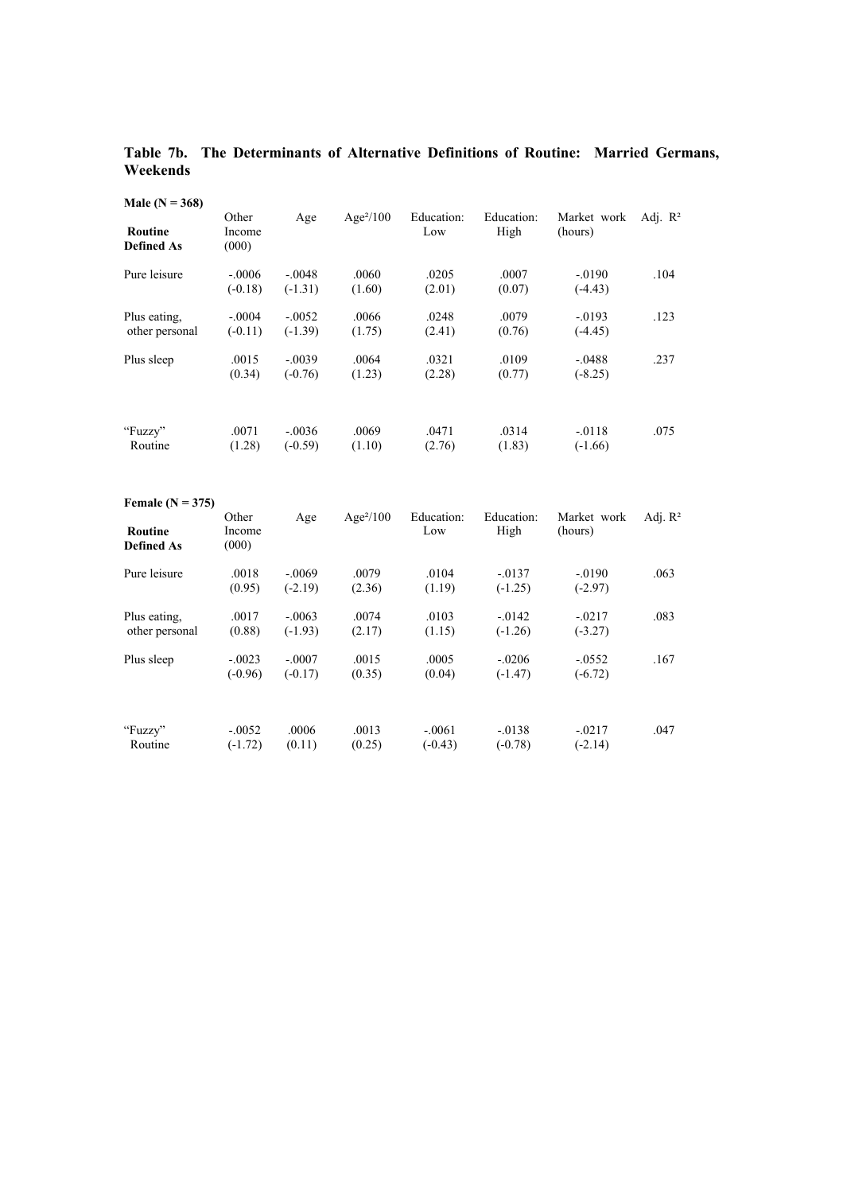**Table 7b. The Determinants of Alternative Definitions of Routine: Married Germans, Weekends**

**Male (N = 368)**

| **Routine Defined As** | Other Income (000) | Age | Age²/100 | Education: Low | Education: High | Market work (hours) | Adj. $R^2$ |
|---|---|---|---|---|---|---|---|
| Pure leisure | -.0006 | -.0048 | .0060 | .0205 | .0007 | -.0190 | .104 |
| | (-0.18) | (-1.31) | (1.60) | (2.01) | (0.07) | (-4.43) | |
| Plus eating, other personal | -.0004 | -.0052 | .0066 | .0248 | .0079 | -.0193 | .123 |
| | (-0.11) | (-1.39) | (1.75) | (2.41) | (0.76) | (-4.45) | |
| Plus sleep | .0015 | -.0039 | .0064 | .0321 | .0109 | -.0488 | .237 |
| | (0.34) | (-0.76) | (1.23) | (2.28) | (0.77) | (-8.25) | |
| "Fuzzy" Routine | .0071 | -.0036 | .0069 | .0471 | .0314 | -.0118 | .075 |
| | (1.28) | (-0.59) | (1.10) | (2.76) | (1.83) | (-1.66) | |

**Female (N = 375)**

| **Routine Defined As** | Other Income (000) | Age | Age²/100 | Education: Low | Education: High | Market work (hours) | Adj. $R^2$ |
|---|---|---|---|---|---|---|---|
| Pure leisure | .0018 | -.0069 | .0079 | .0104 | -.0137 | -.0190 | .063 |
| | (0.95) | (-2.19) | (2.36) | (1.19) | (-1.25) | (-2.97) | |
| Plus eating, other personal | .0017 | -.0063 | .0074 | .0103 | -.0142 | -.0217 | .083 |
| | (0.88) | (-1.93) | (2.17) | (1.15) | (-1.26) | (-3.27) | |
| Plus sleep | -.0023 | -.0007 | .0015 | .0005 | -.0206 | -.0552 | .167 |
| | (-0.96) | (-0.17) | (0.35) | (0.04) | (-1.47) | (-6.72) | |
| "Fuzzy" Routine | -.0052 | .0006 | .0013 | -.0061 | -.0138 | -.0217 | .047 |
| | (-1.72) | (0.11) | (0.25) | (-0.43) | (-0.78) | (-2.14) | |